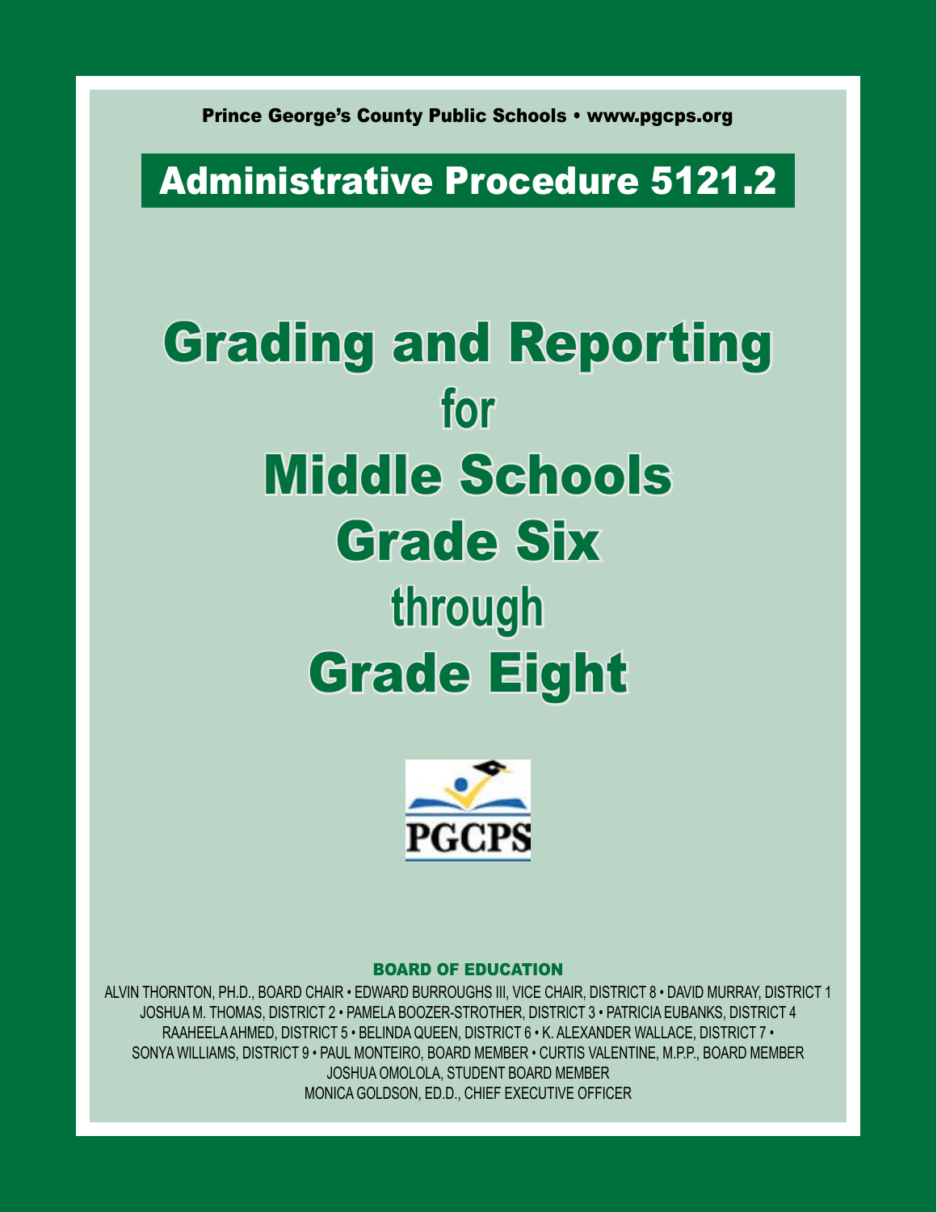Prince George's County Public Schools • www.pgcps.org

# Administrative Procedure 5121.2

# Grading and Reporting for Middle Schools Grade Six through Grade Eight

PGCPS

**BOARD OF EDUCATION**

ALVIN THORNTON, PH.D., BOARD CHAIR • EDWARD BURROUGHS III, VICE CHAIR, DISTRICT 8 • DAVID MURRAY, DISTRICT 1
JOSHUA M. THOMAS, DISTRICT 2 • PAMELA BOOZER-STROTHER, DISTRICT 3 • PATRICIA EUBANKS, DISTRICT 4
RAAHEELA AHMED, DISTRICT 5 • BELINDA QUEEN, DISTRICT 6 • K. ALEXANDER WALLACE, DISTRICT 7 •
SONYA WILLIAMS, DISTRICT 9 • PAUL MONTEIRO, BOARD MEMBER • CURTIS VALENTINE, M.P.P., BOARD MEMBER
JOSHUA OMOLOLA, STUDENT BOARD MEMBER
MONICA GOLDSON, ED.D., CHIEF EXECUTIVE OFFICER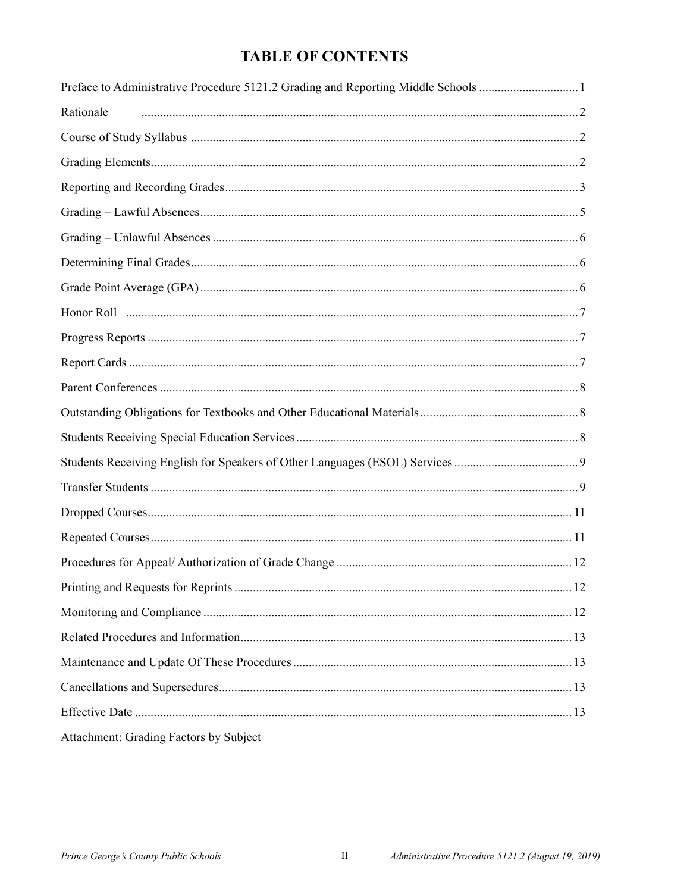# TABLE OF CONTENTS

| | |
|---|---|
| Preface to Administrative Procedure 5121.2 Grading and Reporting Middle Schools | 1 |
| Rationale | 2 |
| Course of Study Syllabus | 2 |
| Grading Elements | 2 |
| Reporting and Recording Grades | 3 |
| Grading – Lawful Absences | 5 |
| Grading – Unlawful Absences | 6 |
| Determining Final Grades | 6 |
| Grade Point Average (GPA) | 6 |
| Honor Roll | 7 |
| Progress Reports | 7 |
| Report Cards | 7 |
| Parent Conferences | 8 |
| Outstanding Obligations for Textbooks and Other Educational Materials | 8 |
| Students Receiving Special Education Services | 8 |
| Students Receiving English for Speakers of Other Languages (ESOL) Services | 9 |
| Transfer Students | 9 |
| Dropped Courses | 11 |
| Repeated Courses | 11 |
| Procedures for Appeal/ Authorization of Grade Change | 12 |
| Printing and Requests for Reprints | 12 |
| Monitoring and Compliance | 12 |
| Related Procedures and Information | 13 |
| Maintenance and Update Of These Procedures | 13 |
| Cancellations and Supersedures | 13 |
| Effective Date | 13 |

Attachment: Grading Factors by Subject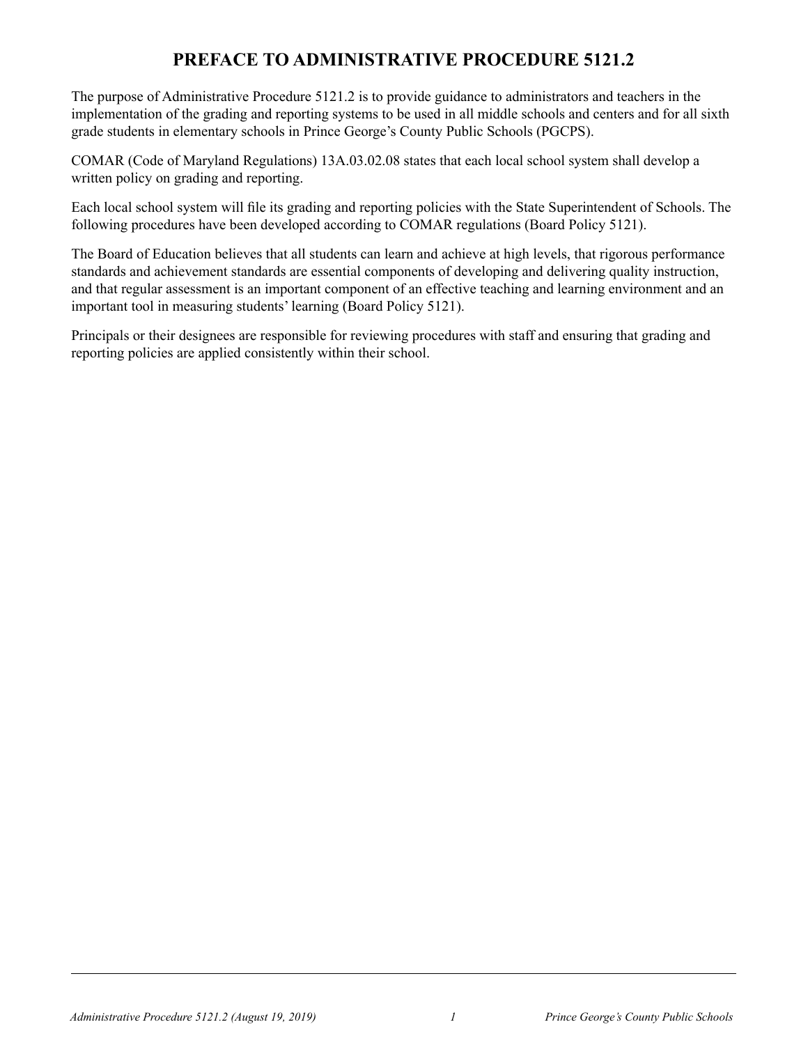# PREFACE TO ADMINISTRATIVE PROCEDURE 5121.2

The purpose of Administrative Procedure 5121.2 is to provide guidance to administrators and teachers in the implementation of the grading and reporting systems to be used in all middle schools and centers and for all sixth grade students in elementary schools in Prince George's County Public Schools (PGCPS).

COMAR (Code of Maryland Regulations) 13A.03.02.08 states that each local school system shall develop a written policy on grading and reporting.

Each local school system will file its grading and reporting policies with the State Superintendent of Schools. The following procedures have been developed according to COMAR regulations (Board Policy 5121).

The Board of Education believes that all students can learn and achieve at high levels, that rigorous performance standards and achievement standards are essential components of developing and delivering quality instruction, and that regular assessment is an important component of an effective teaching and learning environment and an important tool in measuring students' learning (Board Policy 5121).

Principals or their designees are responsible for reviewing procedures with staff and ensuring that grading and reporting policies are applied consistently within their school.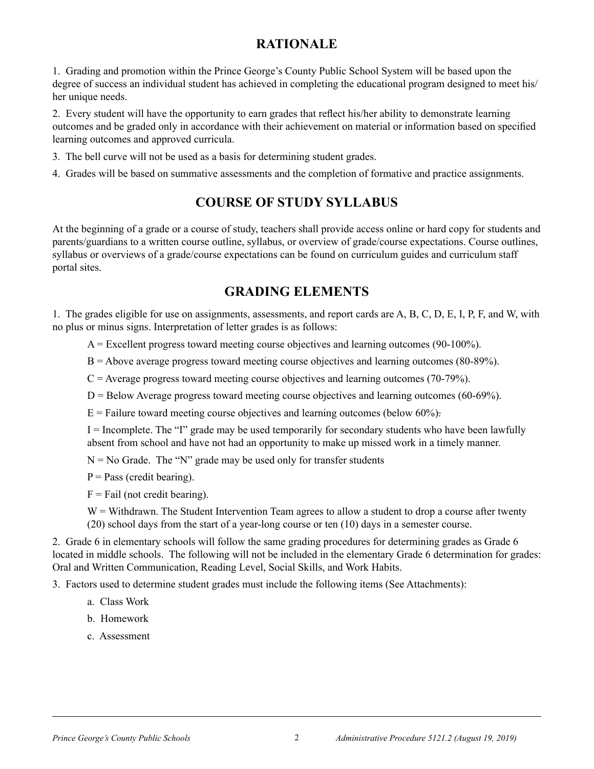## RATIONALE

1. Grading and promotion within the Prince George's County Public School System will be based upon the degree of success an individual student has achieved in completing the educational program designed to meet his/her unique needs.

2. Every student will have the opportunity to earn grades that reflect his/her ability to demonstrate learning outcomes and be graded only in accordance with their achievement on material or information based on specified learning outcomes and approved curricula.

3. The bell curve will not be used as a basis for determining student grades.

4. Grades will be based on summative assessments and the completion of formative and practice assignments.

## COURSE OF STUDY SYLLABUS

At the beginning of a grade or a course of study, teachers shall provide access online or hard copy for students and parents/guardians to a written course outline, syllabus, or overview of grade/course expectations. Course outlines, syllabus or overviews of a grade/course expectations can be found on curriculum guides and curriculum staff portal sites.

## GRADING ELEMENTS

1. The grades eligible for use on assignments, assessments, and report cards are A, B, C, D, E, I, P, F, and W, with no plus or minus signs. Interpretation of letter grades is as follows:

   A = Excellent progress toward meeting course objectives and learning outcomes (90-100%).

   B = Above average progress toward meeting course objectives and learning outcomes (80-89%).

   C = Average progress toward meeting course objectives and learning outcomes (70-79%).

   D = Below Average progress toward meeting course objectives and learning outcomes (60-69%).

   E = Failure toward meeting course objectives and learning outcomes (below 60%).

   I = Incomplete. The "I" grade may be used temporarily for secondary students who have been lawfully absent from school and have not had an opportunity to make up missed work in a timely manner.

   N = No Grade. The "N" grade may be used only for transfer students

   P = Pass (credit bearing).

   F = Fail (not credit bearing).

   W = Withdrawn. The Student Intervention Team agrees to allow a student to drop a course after twenty (20) school days from the start of a year-long course or ten (10) days in a semester course.

2. Grade 6 in elementary schools will follow the same grading procedures for determining grades as Grade 6 located in middle schools. The following will not be included in the elementary Grade 6 determination for grades: Oral and Written Communication, Reading Level, Social Skills, and Work Habits.

3. Factors used to determine student grades must include the following items (See Attachments):

   a. Class Work

   b. Homework

   c. Assessment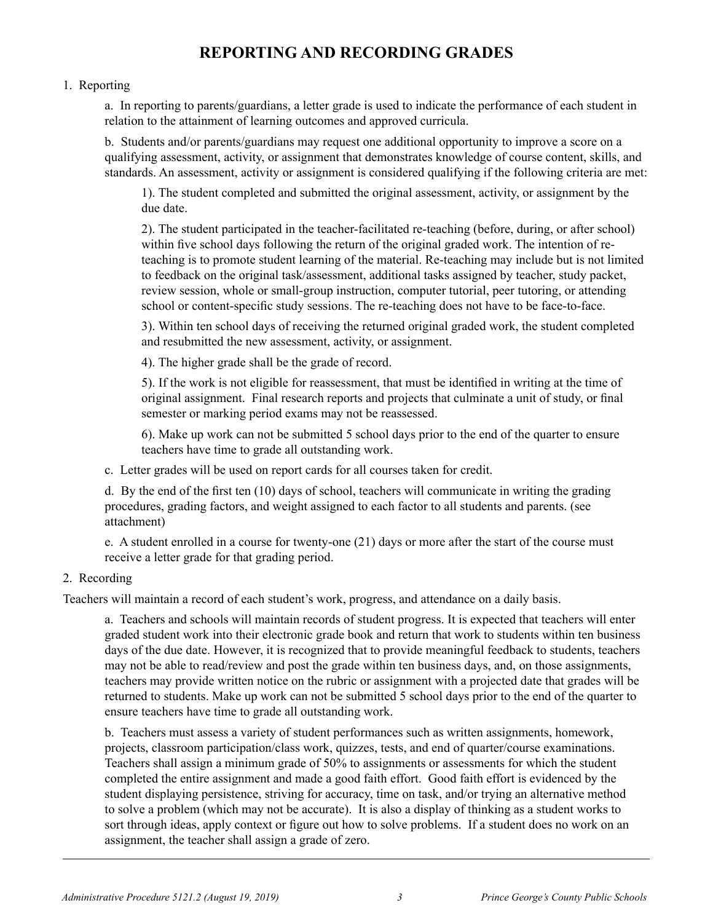# REPORTING AND RECORDING GRADES

1. Reporting

   a. In reporting to parents/guardians, a letter grade is used to indicate the performance of each student in relation to the attainment of learning outcomes and approved curricula.

   b. Students and/or parents/guardians may request one additional opportunity to improve a score on a qualifying assessment, activity, or assignment that demonstrates knowledge of course content, skills, and standards. An assessment, activity or assignment is considered qualifying if the following criteria are met:

      1). The student completed and submitted the original assessment, activity, or assignment by the due date.

      2). The student participated in the teacher-facilitated re-teaching (before, during, or after school) within five school days following the return of the original graded work. The intention of re-teaching is to promote student learning of the material. Re-teaching may include but is not limited to feedback on the original task/assessment, additional tasks assigned by teacher, study packet, review session, whole or small-group instruction, computer tutorial, peer tutoring, or attending school or content-specific study sessions. The re-teaching does not have to be face-to-face.

      3). Within ten school days of receiving the returned original graded work, the student completed and resubmitted the new assessment, activity, or assignment.

      4). The higher grade shall be the grade of record.

      5). If the work is not eligible for reassessment, that must be identified in writing at the time of original assignment. Final research reports and projects that culminate a unit of study, or final semester or marking period exams may not be reassessed.

      6). Make up work can not be submitted 5 school days prior to the end of the quarter to ensure teachers have time to grade all outstanding work.

   c. Letter grades will be used on report cards for all courses taken for credit.

   d. By the end of the first ten (10) days of school, teachers will communicate in writing the grading procedures, grading factors, and weight assigned to each factor to all students and parents. (see attachment)

   e. A student enrolled in a course for twenty-one (21) days or more after the start of the course must receive a letter grade for that grading period.

2. Recording

Teachers will maintain a record of each student's work, progress, and attendance on a daily basis.

   a. Teachers and schools will maintain records of student progress. It is expected that teachers will enter graded student work into their electronic grade book and return that work to students within ten business days of the due date. However, it is recognized that to provide meaningful feedback to students, teachers may not be able to read/review and post the grade within ten business days, and, on those assignments, teachers may provide written notice on the rubric or assignment with a projected date that grades will be returned to students. Make up work can not be submitted 5 school days prior to the end of the quarter to ensure teachers have time to grade all outstanding work.

   b. Teachers must assess a variety of student performances such as written assignments, homework, projects, classroom participation/class work, quizzes, tests, and end of quarter/course examinations. Teachers shall assign a minimum grade of 50% to assignments or assessments for which the student completed the entire assignment and made a good faith effort. Good faith effort is evidenced by the student displaying persistence, striving for accuracy, time on task, and/or trying an alternative method to solve a problem (which may not be accurate). It is also a display of thinking as a student works to sort through ideas, apply context or figure out how to solve problems. If a student does no work on an assignment, the teacher shall assign a grade of zero.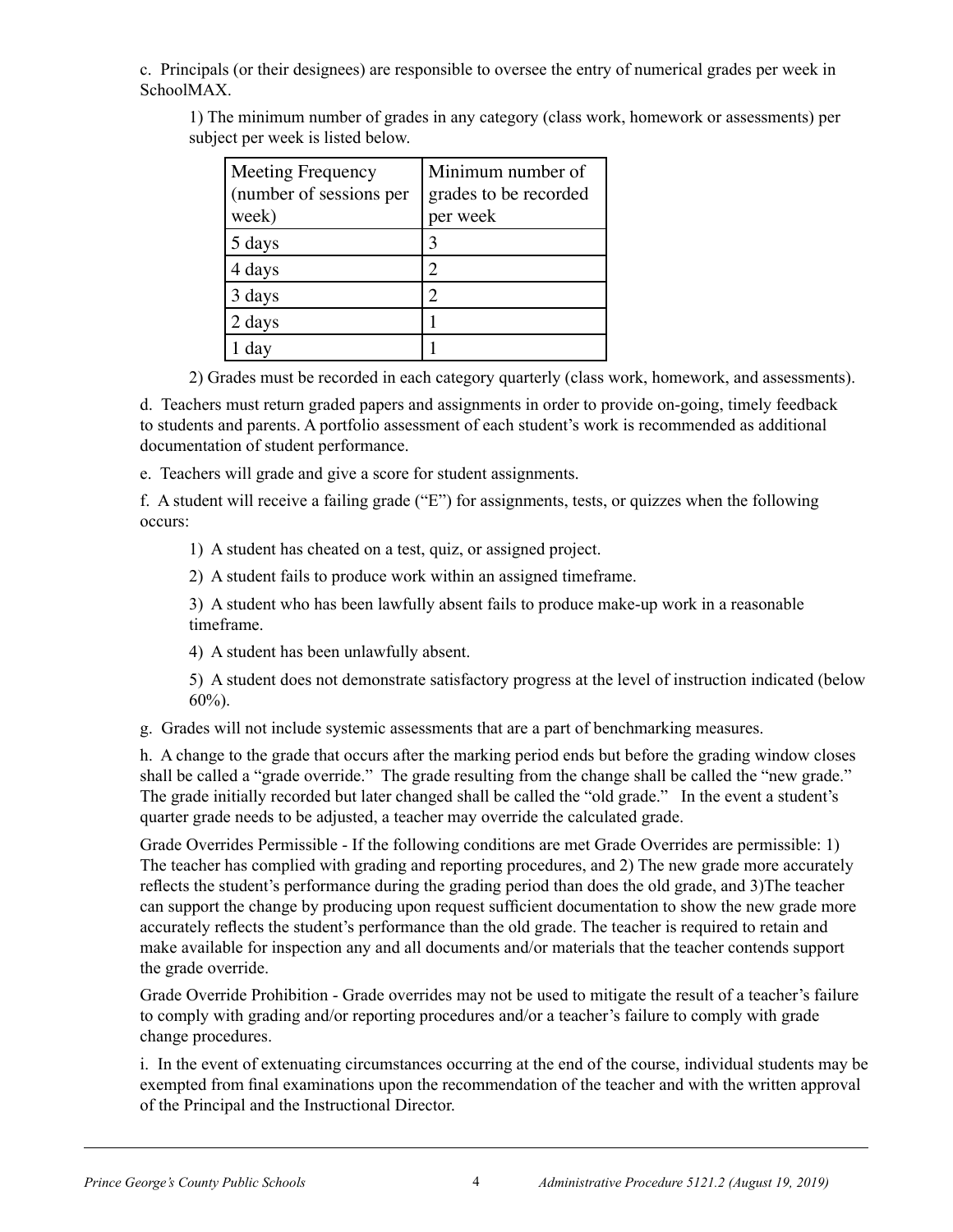c. Principals (or their designees) are responsible to oversee the entry of numerical grades per week in SchoolMAX.

1) The minimum number of grades in any category (class work, homework or assessments) per subject per week is listed below.

| Meeting Frequency (number of sessions per week) | Minimum number of grades to be recorded per week |
| --- | --- |
| 5 days | 3 |
| 4 days | 2 |
| 3 days | 2 |
| 2 days | 1 |
| 1 day | 1 |

2) Grades must be recorded in each category quarterly (class work, homework, and assessments).

d. Teachers must return graded papers and assignments in order to provide on-going, timely feedback to students and parents. A portfolio assessment of each student's work is recommended as additional documentation of student performance.

e. Teachers will grade and give a score for student assignments.

f. A student will receive a failing grade ("E") for assignments, tests, or quizzes when the following occurs:

1) A student has cheated on a test, quiz, or assigned project.

2) A student fails to produce work within an assigned timeframe.

3) A student who has been lawfully absent fails to produce make-up work in a reasonable timeframe.

4) A student has been unlawfully absent.

5) A student does not demonstrate satisfactory progress at the level of instruction indicated (below 60%).

g. Grades will not include systemic assessments that are a part of benchmarking measures.

h. A change to the grade that occurs after the marking period ends but before the grading window closes shall be called a "grade override." The grade resulting from the change shall be called the "new grade." The grade initially recorded but later changed shall be called the "old grade." In the event a student's quarter grade needs to be adjusted, a teacher may override the calculated grade.

Grade Overrides Permissible - If the following conditions are met Grade Overrides are permissible: 1) The teacher has complied with grading and reporting procedures, and 2) The new grade more accurately reflects the student's performance during the grading period than does the old grade, and 3)The teacher can support the change by producing upon request sufficient documentation to show the new grade more accurately reflects the student's performance than the old grade. The teacher is required to retain and make available for inspection any and all documents and/or materials that the teacher contends support the grade override.

Grade Override Prohibition - Grade overrides may not be used to mitigate the result of a teacher's failure to comply with grading and/or reporting procedures and/or a teacher's failure to comply with grade change procedures.

i. In the event of extenuating circumstances occurring at the end of the course, individual students may be exempted from final examinations upon the recommendation of the teacher and with the written approval of the Principal and the Instructional Director.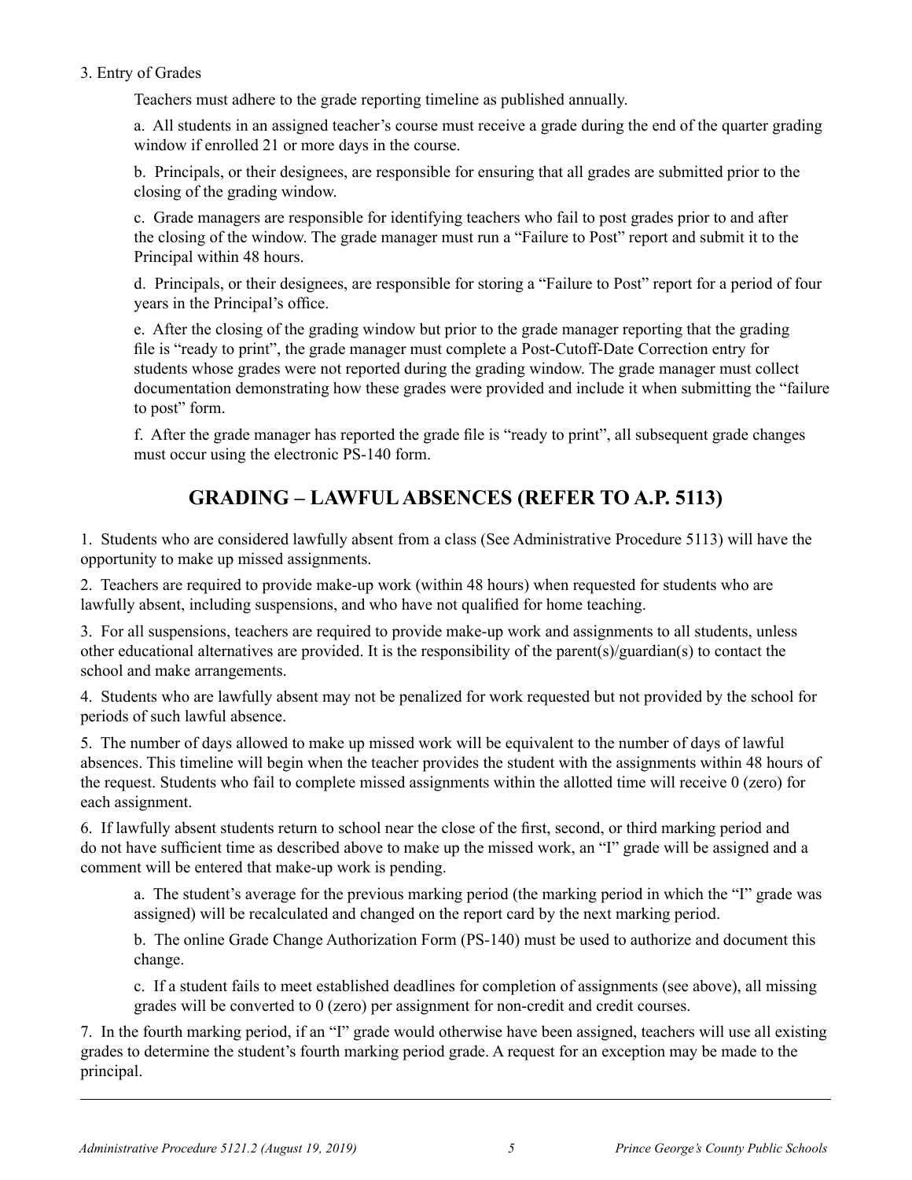3. Entry of Grades

Teachers must adhere to the grade reporting timeline as published annually.

a. All students in an assigned teacher's course must receive a grade during the end of the quarter grading window if enrolled 21 or more days in the course.

b. Principals, or their designees, are responsible for ensuring that all grades are submitted prior to the closing of the grading window.

c. Grade managers are responsible for identifying teachers who fail to post grades prior to and after the closing of the window. The grade manager must run a "Failure to Post" report and submit it to the Principal within 48 hours.

d. Principals, or their designees, are responsible for storing a "Failure to Post" report for a period of four years in the Principal's office.

e. After the closing of the grading window but prior to the grade manager reporting that the grading file is "ready to print", the grade manager must complete a Post-Cutoff-Date Correction entry for students whose grades were not reported during the grading window. The grade manager must collect documentation demonstrating how these grades were provided and include it when submitting the "failure to post" form.

f. After the grade manager has reported the grade file is "ready to print", all subsequent grade changes must occur using the electronic PS-140 form.

## GRADING – LAWFUL ABSENCES (REFER TO A.P. 5113)

1. Students who are considered lawfully absent from a class (See Administrative Procedure 5113) will have the opportunity to make up missed assignments.

2. Teachers are required to provide make-up work (within 48 hours) when requested for students who are lawfully absent, including suspensions, and who have not qualified for home teaching.

3. For all suspensions, teachers are required to provide make-up work and assignments to all students, unless other educational alternatives are provided. It is the responsibility of the parent(s)/guardian(s) to contact the school and make arrangements.

4. Students who are lawfully absent may not be penalized for work requested but not provided by the school for periods of such lawful absence.

5. The number of days allowed to make up missed work will be equivalent to the number of days of lawful absences. This timeline will begin when the teacher provides the student with the assignments within 48 hours of the request. Students who fail to complete missed assignments within the allotted time will receive 0 (zero) for each assignment.

6. If lawfully absent students return to school near the close of the first, second, or third marking period and do not have sufficient time as described above to make up the missed work, an "I" grade will be assigned and a comment will be entered that make-up work is pending.

a. The student's average for the previous marking period (the marking period in which the "I" grade was assigned) will be recalculated and changed on the report card by the next marking period.

b. The online Grade Change Authorization Form (PS-140) must be used to authorize and document this change.

c. If a student fails to meet established deadlines for completion of assignments (see above), all missing grades will be converted to 0 (zero) per assignment for non-credit and credit courses.

7. In the fourth marking period, if an "I" grade would otherwise have been assigned, teachers will use all existing grades to determine the student's fourth marking period grade. A request for an exception may be made to the principal.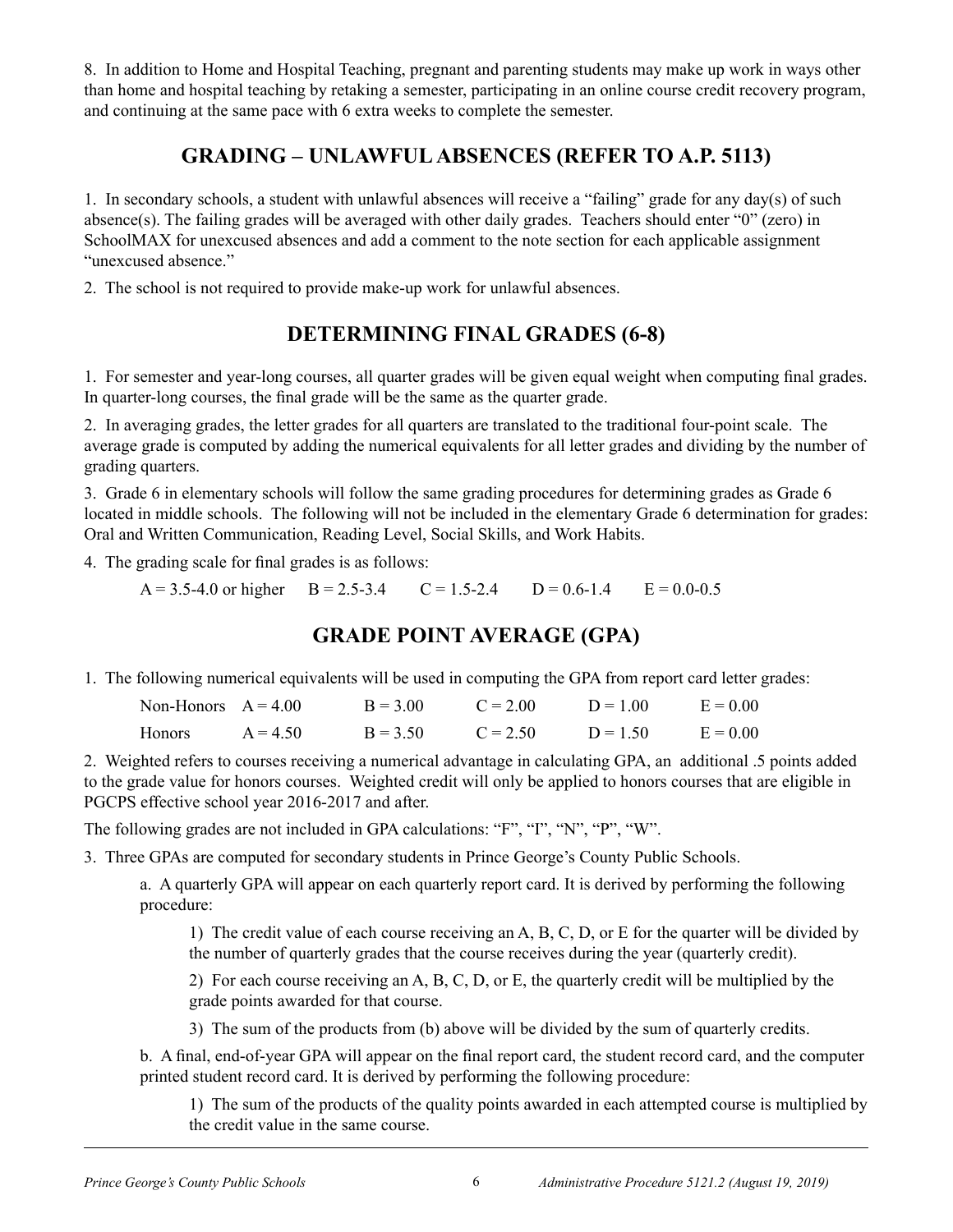8. In addition to Home and Hospital Teaching, pregnant and parenting students may make up work in ways other than home and hospital teaching by retaking a semester, participating in an online course credit recovery program, and continuing at the same pace with 6 extra weeks to complete the semester.

## GRADING – UNLAWFUL ABSENCES (REFER TO A.P. 5113)

1. In secondary schools, a student with unlawful absences will receive a "failing" grade for any day(s) of such absence(s). The failing grades will be averaged with other daily grades. Teachers should enter "0" (zero) in SchoolMAX for unexcused absences and add a comment to the note section for each applicable assignment "unexcused absence."

2. The school is not required to provide make-up work for unlawful absences.

## DETERMINING FINAL GRADES (6-8)

1. For semester and year-long courses, all quarter grades will be given equal weight when computing final grades. In quarter-long courses, the final grade will be the same as the quarter grade.

2. In averaging grades, the letter grades for all quarters are translated to the traditional four-point scale. The average grade is computed by adding the numerical equivalents for all letter grades and dividing by the number of grading quarters.

3. Grade 6 in elementary schools will follow the same grading procedures for determining grades as Grade 6 located in middle schools. The following will not be included in the elementary Grade 6 determination for grades: Oral and Written Communication, Reading Level, Social Skills, and Work Habits.

4. The grading scale for final grades is as follows:

A = 3.5-4.0 or higher B = 2.5-3.4 C = 1.5-2.4 D = 0.6-1.4 E = 0.0-0.5

## GRADE POINT AVERAGE (GPA)

1. The following numerical equivalents will be used in computing the GPA from report card letter grades:

| | | | | | |
|---|---|---|---|---|---|
| Non-Honors | A = 4.00 | B = 3.00 | C = 2.00 | D = 1.00 | E = 0.00 |
| Honors | A = 4.50 | B = 3.50 | C = 2.50 | D = 1.50 | E = 0.00 |

2. Weighted refers to courses receiving a numerical advantage in calculating GPA, an additional .5 points added to the grade value for honors courses. Weighted credit will only be applied to honors courses that are eligible in PGCPS effective school year 2016-2017 and after.

The following grades are not included in GPA calculations: "F", "I", "N", "P", "W".

3. Three GPAs are computed for secondary students in Prince George's County Public Schools.

   a. A quarterly GPA will appear on each quarterly report card. It is derived by performing the following procedure:

      1) The credit value of each course receiving an A, B, C, D, or E for the quarter will be divided by the number of quarterly grades that the course receives during the year (quarterly credit).

      2) For each course receiving an A, B, C, D, or E, the quarterly credit will be multiplied by the grade points awarded for that course.

      3) The sum of the products from (b) above will be divided by the sum of quarterly credits.

   b. A final, end-of-year GPA will appear on the final report card, the student record card, and the computer printed student record card. It is derived by performing the following procedure:

      1) The sum of the products of the quality points awarded in each attempted course is multiplied by the credit value in the same course.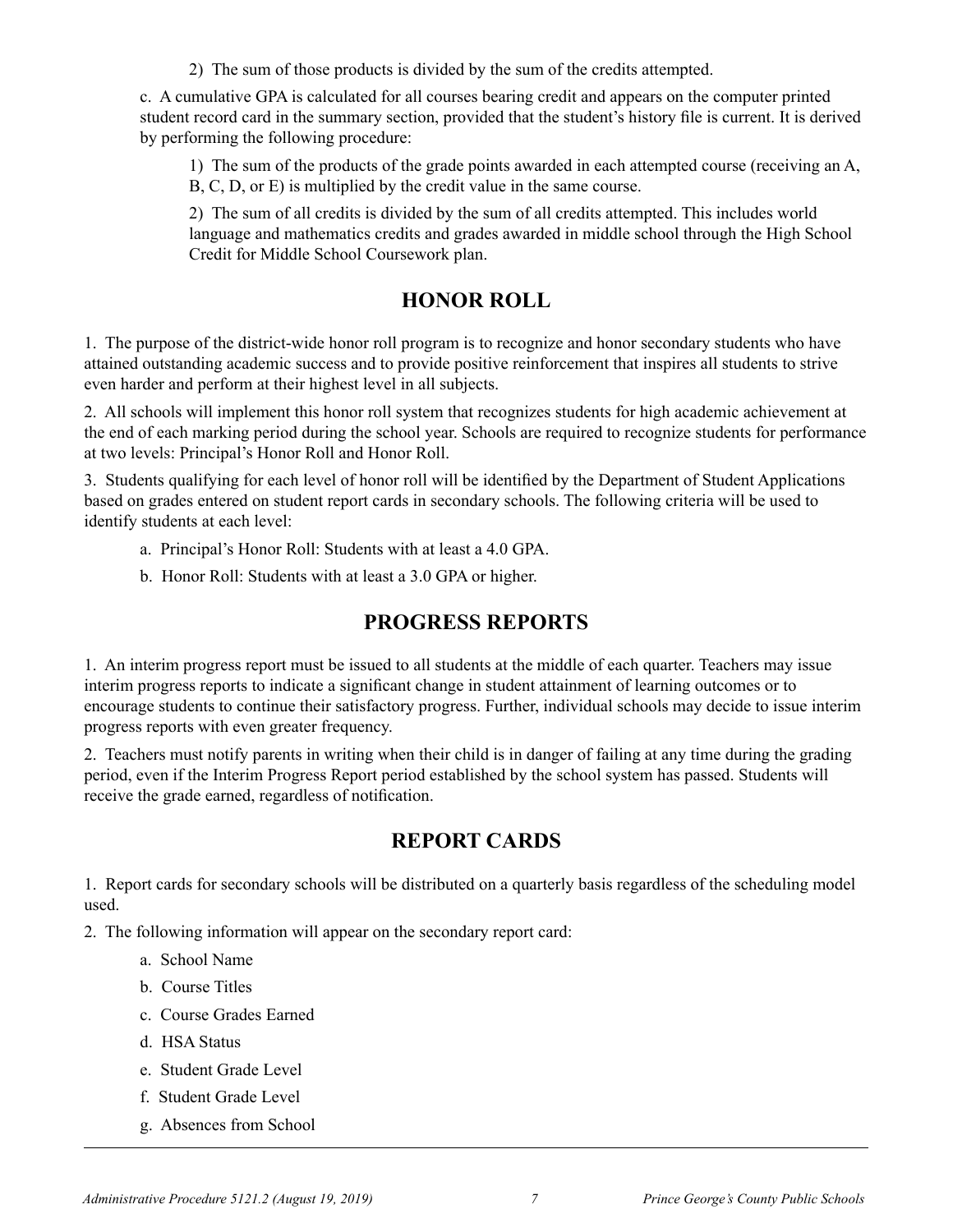2) The sum of those products is divided by the sum of the credits attempted.

c. A cumulative GPA is calculated for all courses bearing credit and appears on the computer printed student record card in the summary section, provided that the student's history file is current. It is derived by performing the following procedure:

1) The sum of the products of the grade points awarded in each attempted course (receiving an A, B, C, D, or E) is multiplied by the credit value in the same course.

2) The sum of all credits is divided by the sum of all credits attempted. This includes world language and mathematics credits and grades awarded in middle school through the High School Credit for Middle School Coursework plan.

## HONOR ROLL

1. The purpose of the district-wide honor roll program is to recognize and honor secondary students who have attained outstanding academic success and to provide positive reinforcement that inspires all students to strive even harder and perform at their highest level in all subjects.

2. All schools will implement this honor roll system that recognizes students for high academic achievement at the end of each marking period during the school year. Schools are required to recognize students for performance at two levels: Principal's Honor Roll and Honor Roll.

3. Students qualifying for each level of honor roll will be identified by the Department of Student Applications based on grades entered on student report cards in secondary schools. The following criteria will be used to identify students at each level:

a. Principal's Honor Roll: Students with at least a 4.0 GPA.

b. Honor Roll: Students with at least a 3.0 GPA or higher.

## PROGRESS REPORTS

1. An interim progress report must be issued to all students at the middle of each quarter. Teachers may issue interim progress reports to indicate a significant change in student attainment of learning outcomes or to encourage students to continue their satisfactory progress. Further, individual schools may decide to issue interim progress reports with even greater frequency.

2. Teachers must notify parents in writing when their child is in danger of failing at any time during the grading period, even if the Interim Progress Report period established by the school system has passed. Students will receive the grade earned, regardless of notification.

## REPORT CARDS

1. Report cards for secondary schools will be distributed on a quarterly basis regardless of the scheduling model used.

2. The following information will appear on the secondary report card:

a. School Name

b. Course Titles

c. Course Grades Earned

d. HSA Status

e. Student Grade Level

f. Student Grade Level

g. Absences from School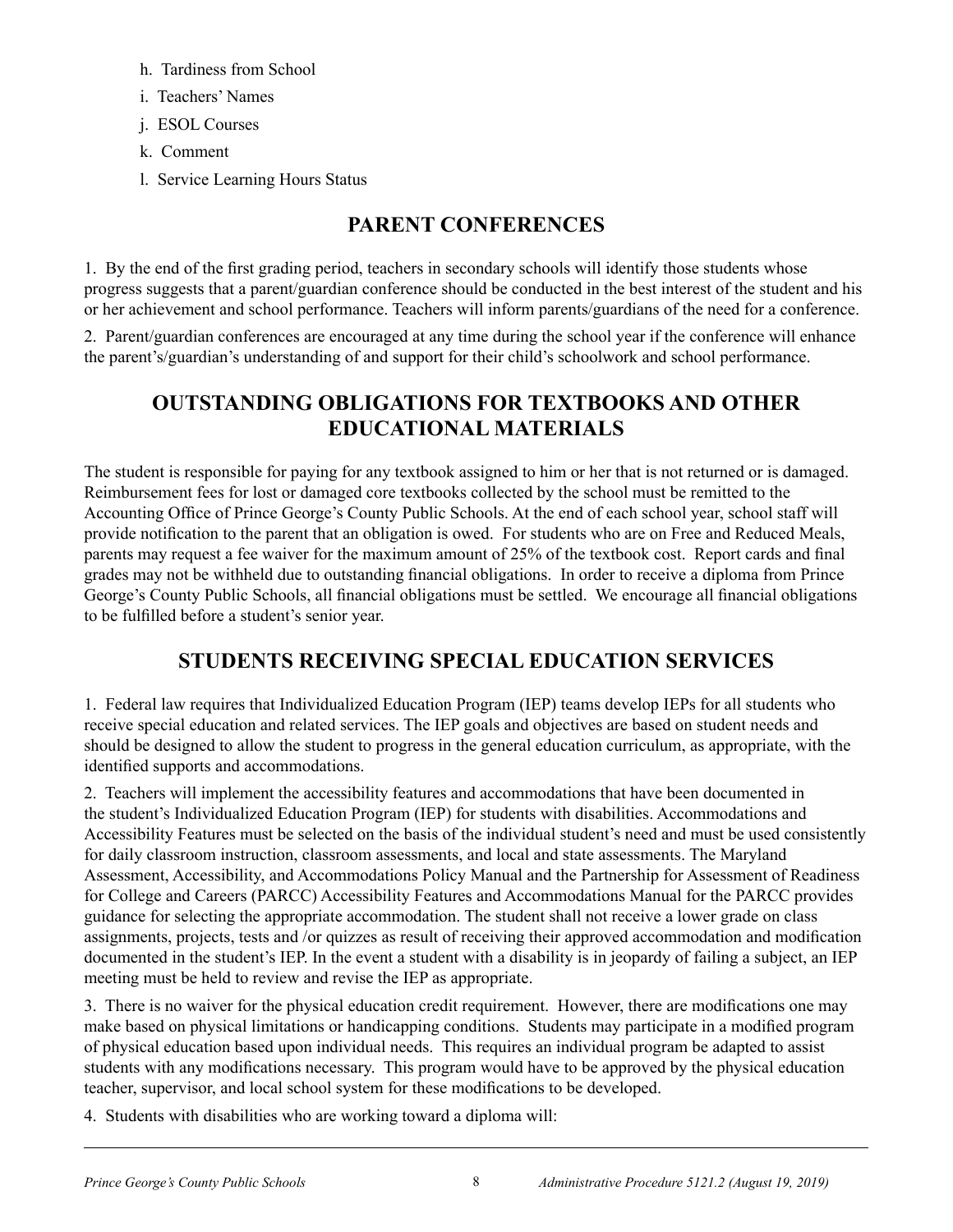h. Tardiness from School

i. Teachers' Names

j. ESOL Courses

k. Comment

l. Service Learning Hours Status

## PARENT CONFERENCES

1. By the end of the first grading period, teachers in secondary schools will identify those students whose progress suggests that a parent/guardian conference should be conducted in the best interest of the student and his or her achievement and school performance. Teachers will inform parents/guardians of the need for a conference.

2. Parent/guardian conferences are encouraged at any time during the school year if the conference will enhance the parent's/guardian's understanding of and support for their child's schoolwork and school performance.

## OUTSTANDING OBLIGATIONS FOR TEXTBOOKS AND OTHER EDUCATIONAL MATERIALS

The student is responsible for paying for any textbook assigned to him or her that is not returned or is damaged. Reimbursement fees for lost or damaged core textbooks collected by the school must be remitted to the Accounting Office of Prince George's County Public Schools. At the end of each school year, school staff will provide notification to the parent that an obligation is owed. For students who are on Free and Reduced Meals, parents may request a fee waiver for the maximum amount of 25% of the textbook cost. Report cards and final grades may not be withheld due to outstanding financial obligations. In order to receive a diploma from Prince George's County Public Schools, all financial obligations must be settled. We encourage all financial obligations to be fulfilled before a student's senior year.

## STUDENTS RECEIVING SPECIAL EDUCATION SERVICES

1. Federal law requires that Individualized Education Program (IEP) teams develop IEPs for all students who receive special education and related services. The IEP goals and objectives are based on student needs and should be designed to allow the student to progress in the general education curriculum, as appropriate, with the identified supports and accommodations.

2. Teachers will implement the accessibility features and accommodations that have been documented in the student's Individualized Education Program (IEP) for students with disabilities. Accommodations and Accessibility Features must be selected on the basis of the individual student's need and must be used consistently for daily classroom instruction, classroom assessments, and local and state assessments. The Maryland Assessment, Accessibility, and Accommodations Policy Manual and the Partnership for Assessment of Readiness for College and Careers (PARCC) Accessibility Features and Accommodations Manual for the PARCC provides guidance for selecting the appropriate accommodation. The student shall not receive a lower grade on class assignments, projects, tests and /or quizzes as result of receiving their approved accommodation and modification documented in the student's IEP. In the event a student with a disability is in jeopardy of failing a subject, an IEP meeting must be held to review and revise the IEP as appropriate.

3. There is no waiver for the physical education credit requirement. However, there are modifications one may make based on physical limitations or handicapping conditions. Students may participate in a modified program of physical education based upon individual needs. This requires an individual program be adapted to assist students with any modifications necessary. This program would have to be approved by the physical education teacher, supervisor, and local school system for these modifications to be developed.

4. Students with disabilities who are working toward a diploma will: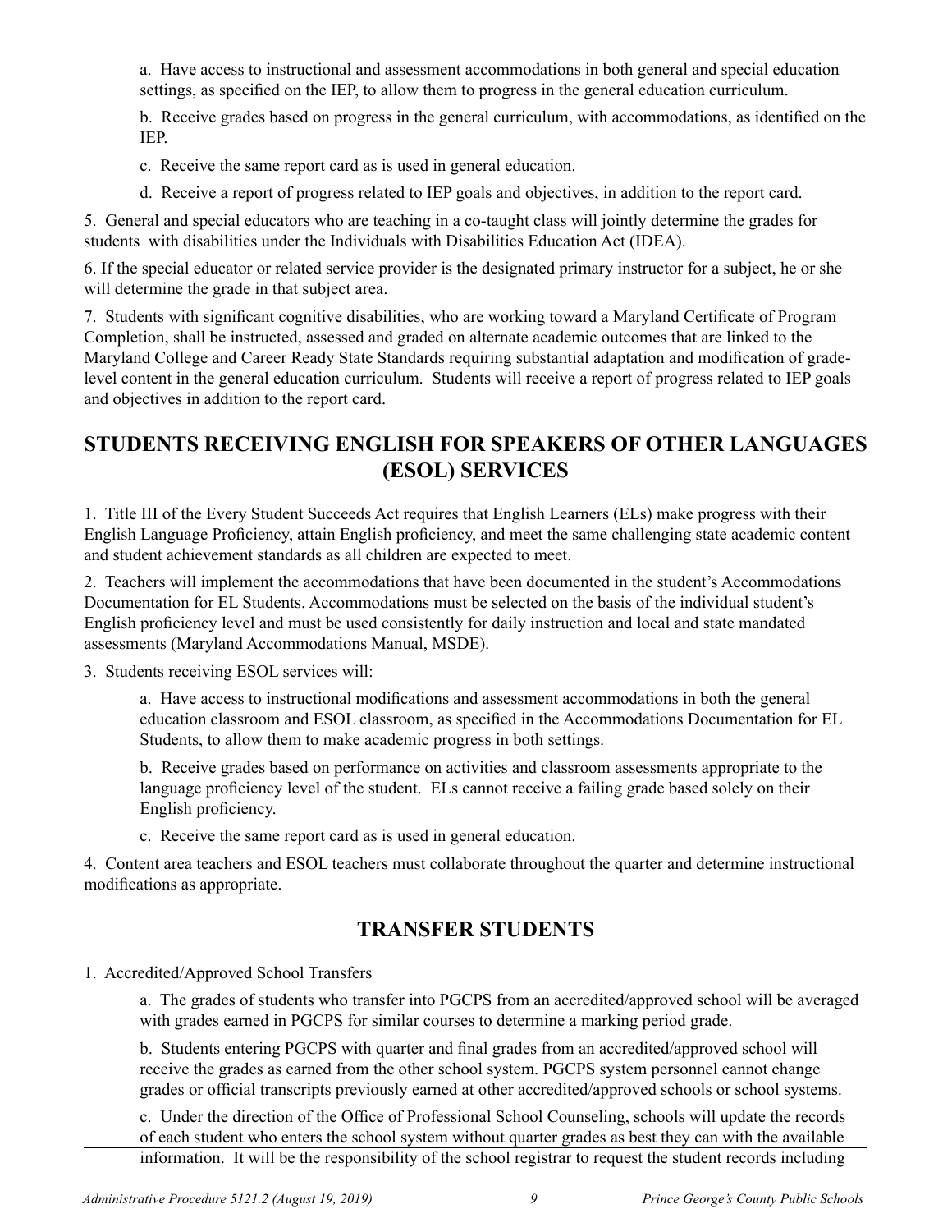a. Have access to instructional and assessment accommodations in both general and special education settings, as specified on the IEP, to allow them to progress in the general education curriculum.

b. Receive grades based on progress in the general curriculum, with accommodations, as identified on the IEP.

c. Receive the same report card as is used in general education.

d. Receive a report of progress related to IEP goals and objectives, in addition to the report card.

5. General and special educators who are teaching in a co-taught class will jointly determine the grades for students with disabilities under the Individuals with Disabilities Education Act (IDEA).

6. If the special educator or related service provider is the designated primary instructor for a subject, he or she will determine the grade in that subject area.

7. Students with significant cognitive disabilities, who are working toward a Maryland Certificate of Program Completion, shall be instructed, assessed and graded on alternate academic outcomes that are linked to the Maryland College and Career Ready State Standards requiring substantial adaptation and modification of grade-level content in the general education curriculum. Students will receive a report of progress related to IEP goals and objectives in addition to the report card.

## STUDENTS RECEIVING ENGLISH FOR SPEAKERS OF OTHER LANGUAGES (ESOL) SERVICES

1. Title III of the Every Student Succeeds Act requires that English Learners (ELs) make progress with their English Language Proficiency, attain English proficiency, and meet the same challenging state academic content and student achievement standards as all children are expected to meet.

2. Teachers will implement the accommodations that have been documented in the student's Accommodations Documentation for EL Students. Accommodations must be selected on the basis of the individual student's English proficiency level and must be used consistently for daily instruction and local and state mandated assessments (Maryland Accommodations Manual, MSDE).

3. Students receiving ESOL services will:

a. Have access to instructional modifications and assessment accommodations in both the general education classroom and ESOL classroom, as specified in the Accommodations Documentation for EL Students, to allow them to make academic progress in both settings.

b. Receive grades based on performance on activities and classroom assessments appropriate to the language proficiency level of the student. ELs cannot receive a failing grade based solely on their English proficiency.

c. Receive the same report card as is used in general education.

4. Content area teachers and ESOL teachers must collaborate throughout the quarter and determine instructional modifications as appropriate.

## TRANSFER STUDENTS

1. Accredited/Approved School Transfers

a. The grades of students who transfer into PGCPS from an accredited/approved school will be averaged with grades earned in PGCPS for similar courses to determine a marking period grade.

b. Students entering PGCPS with quarter and final grades from an accredited/approved school will receive the grades as earned from the other school system. PGCPS system personnel cannot change grades or official transcripts previously earned at other accredited/approved schools or school systems.

c. Under the direction of the Office of Professional School Counseling, schools will update the records of each student who enters the school system without quarter grades as best they can with the available information. It will be the responsibility of the school registrar to request the student records including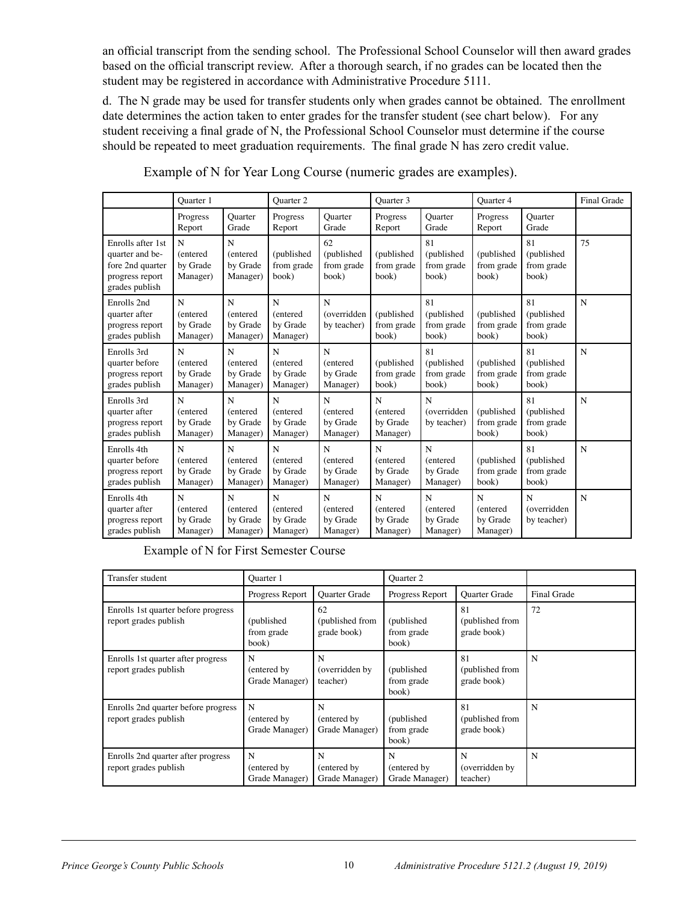an official transcript from the sending school. The Professional School Counselor will then award grades based on the official transcript review. After a thorough search, if no grades can be located then the student may be registered in accordance with Administrative Procedure 5111.

d. The N grade may be used for transfer students only when grades cannot be obtained. The enrollment date determines the action taken to enter grades for the transfer student (see chart below). For any student receiving a final grade of N, the Professional School Counselor must determine if the course should be repeated to meet graduation requirements. The final grade N has zero credit value.

Example of N for Year Long Course (numeric grades are examples).

| | Quarter 1 | | Quarter 2 | | Quarter 3 | | Quarter 4 | | Final Grade |
|---|---|---|---|---|---|---|---|---|---|
| | Progress Report | Quarter Grade | Progress Report | Quarter Grade | Progress Report | Quarter Grade | Progress Report | Quarter Grade | |
| Enrolls after 1st quarter and before 2nd quarter progress report grades publish | N (entered by Grade Manager) | N (entered by Grade Manager) | (published from grade book) | 62 (published from grade book) | (published from grade book) | 81 (published from grade book) | (published from grade book) | 81 (published from grade book) | 75 |
| Enrolls 2nd quarter after progress report grades publish | N (entered by Grade Manager) | N (entered by Grade Manager) | N (entered by Grade Manager) | N (overridden by teacher) | (published from grade book) | 81 (published from grade book) | (published from grade book) | 81 (published from grade book) | N |
| Enrolls 3rd quarter before progress report grades publish | N (entered by Grade Manager) | N (entered by Grade Manager) | N (entered by Grade Manager) | N (entered by Grade Manager) | (published from grade book) | 81 (published from grade book) | (published from grade book) | 81 (published from grade book) | N |
| Enrolls 3rd quarter after progress report grades publish | N (entered by Grade Manager) | N (entered by Grade Manager) | N (entered by Grade Manager) | N (entered by Grade Manager) | N (entered by Grade Manager) | N (overridden by teacher) | (published from grade book) | 81 (published from grade book) | N |
| Enrolls 4th quarter before progress report grades publish | N (entered by Grade Manager) | N (entered by Grade Manager) | N (entered by Grade Manager) | N (entered by Grade Manager) | N (entered by Grade Manager) | N (entered by Grade Manager) | (published from grade book) | 81 (published from grade book) | N |
| Enrolls 4th quarter after progress report grades publish | N (entered by Grade Manager) | N (entered by Grade Manager) | N (entered by Grade Manager) | N (entered by Grade Manager) | N (entered by Grade Manager) | N (entered by Grade Manager) | N (entered by Grade Manager) | N (overridden by teacher) | N |

Example of N for First Semester Course

| Transfer student | Quarter 1 | | Quarter 2 | | |
|---|---|---|---|---|---|
| | Progress Report | Quarter Grade | Progress Report | Quarter Grade | Final Grade |
| Enrolls 1st quarter before progress report grades publish | (published from grade book) | 62 (published from grade book) | (published from grade book) | 81 (published from grade book) | 72 |
| Enrolls 1st quarter after progress report grades publish | N (entered by Grade Manager) | N (overridden by teacher) | (published from grade book) | 81 (published from grade book) | N |
| Enrolls 2nd quarter before progress report grades publish | N (entered by Grade Manager) | N (entered by Grade Manager) | (published from grade book) | 81 (published from grade book) | N |
| Enrolls 2nd quarter after progress report grades publish | N (entered by Grade Manager) | N (entered by Grade Manager) | N (entered by Grade Manager) | N (overridden by teacher) | N |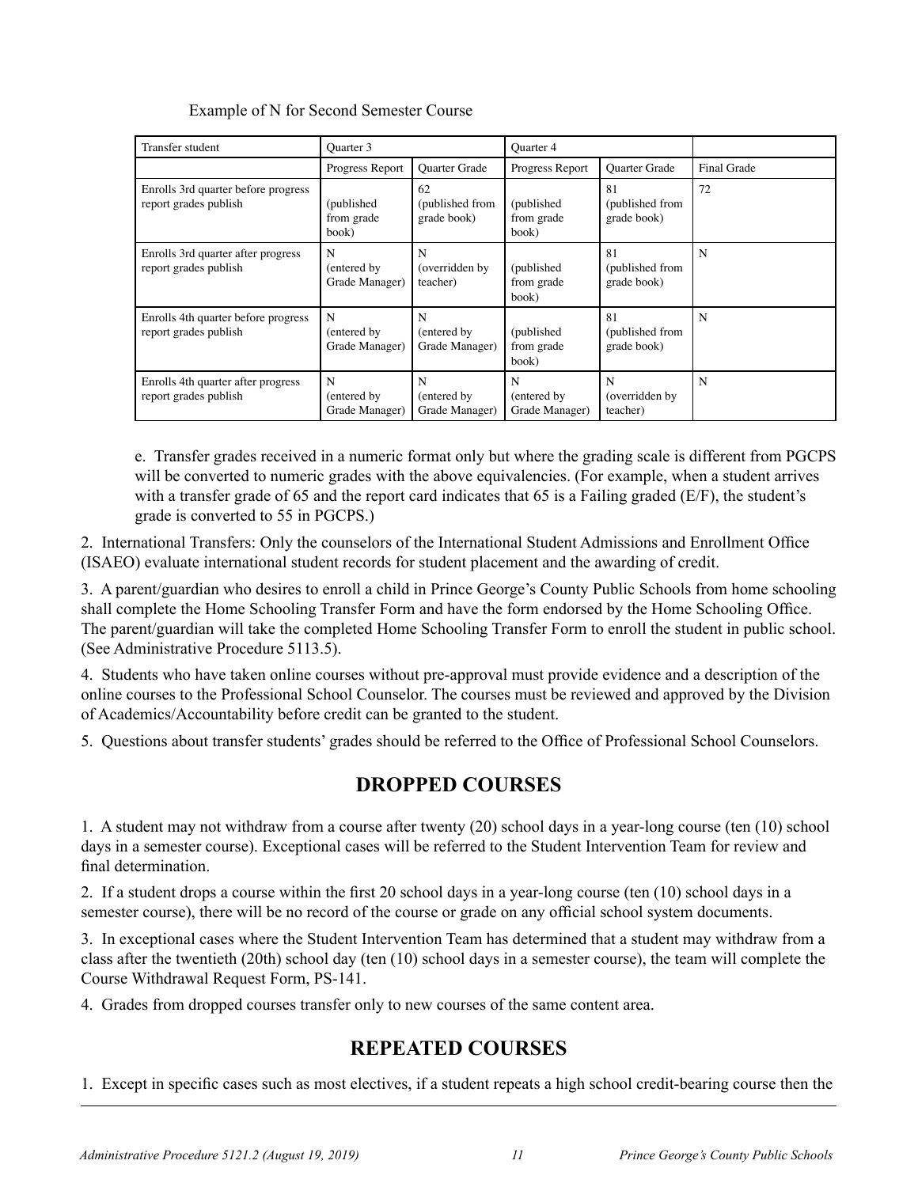Example of N for Second Semester Course

| Transfer student | Quarter 3 | | Quarter 4 | | |
|---|---|---|---|---|---|
| | Progress Report | Quarter Grade | Progress Report | Quarter Grade | Final Grade |
| Enrolls 3rd quarter before progress report grades publish | (published from grade book) | 62 (published from grade book) | (published from grade book) | 81 (published from grade book) | 72 |
| Enrolls 3rd quarter after progress report grades publish | N (entered by Grade Manager) | N (overridden by teacher) | (published from grade book) | 81 (published from grade book) | N |
| Enrolls 4th quarter before progress report grades publish | N (entered by Grade Manager) | N (entered by Grade Manager) | (published from grade book) | 81 (published from grade book) | N |
| Enrolls 4th quarter after progress report grades publish | N (entered by Grade Manager) | N (entered by Grade Manager) | N (entered by Grade Manager) | N (overridden by teacher) | N |

e. Transfer grades received in a numeric format only but where the grading scale is different from PGCPS will be converted to numeric grades with the above equivalencies. (For example, when a student arrives with a transfer grade of 65 and the report card indicates that 65 is a Failing graded (E/F), the student's grade is converted to 55 in PGCPS.)

2. International Transfers: Only the counselors of the International Student Admissions and Enrollment Office (ISAEO) evaluate international student records for student placement and the awarding of credit.

3. A parent/guardian who desires to enroll a child in Prince George's County Public Schools from home schooling shall complete the Home Schooling Transfer Form and have the form endorsed by the Home Schooling Office. The parent/guardian will take the completed Home Schooling Transfer Form to enroll the student in public school. (See Administrative Procedure 5113.5).

4. Students who have taken online courses without pre-approval must provide evidence and a description of the online courses to the Professional School Counselor. The courses must be reviewed and approved by the Division of Academics/Accountability before credit can be granted to the student.

5. Questions about transfer students' grades should be referred to the Office of Professional School Counselors.

## DROPPED COURSES

1. A student may not withdraw from a course after twenty (20) school days in a year-long course (ten (10) school days in a semester course). Exceptional cases will be referred to the Student Intervention Team for review and final determination.

2. If a student drops a course within the first 20 school days in a year-long course (ten (10) school days in a semester course), there will be no record of the course or grade on any official school system documents.

3. In exceptional cases where the Student Intervention Team has determined that a student may withdraw from a class after the twentieth (20th) school day (ten (10) school days in a semester course), the team will complete the Course Withdrawal Request Form, PS-141.

4. Grades from dropped courses transfer only to new courses of the same content area.

## REPEATED COURSES

1. Except in specific cases such as most electives, if a student repeats a high school credit-bearing course then the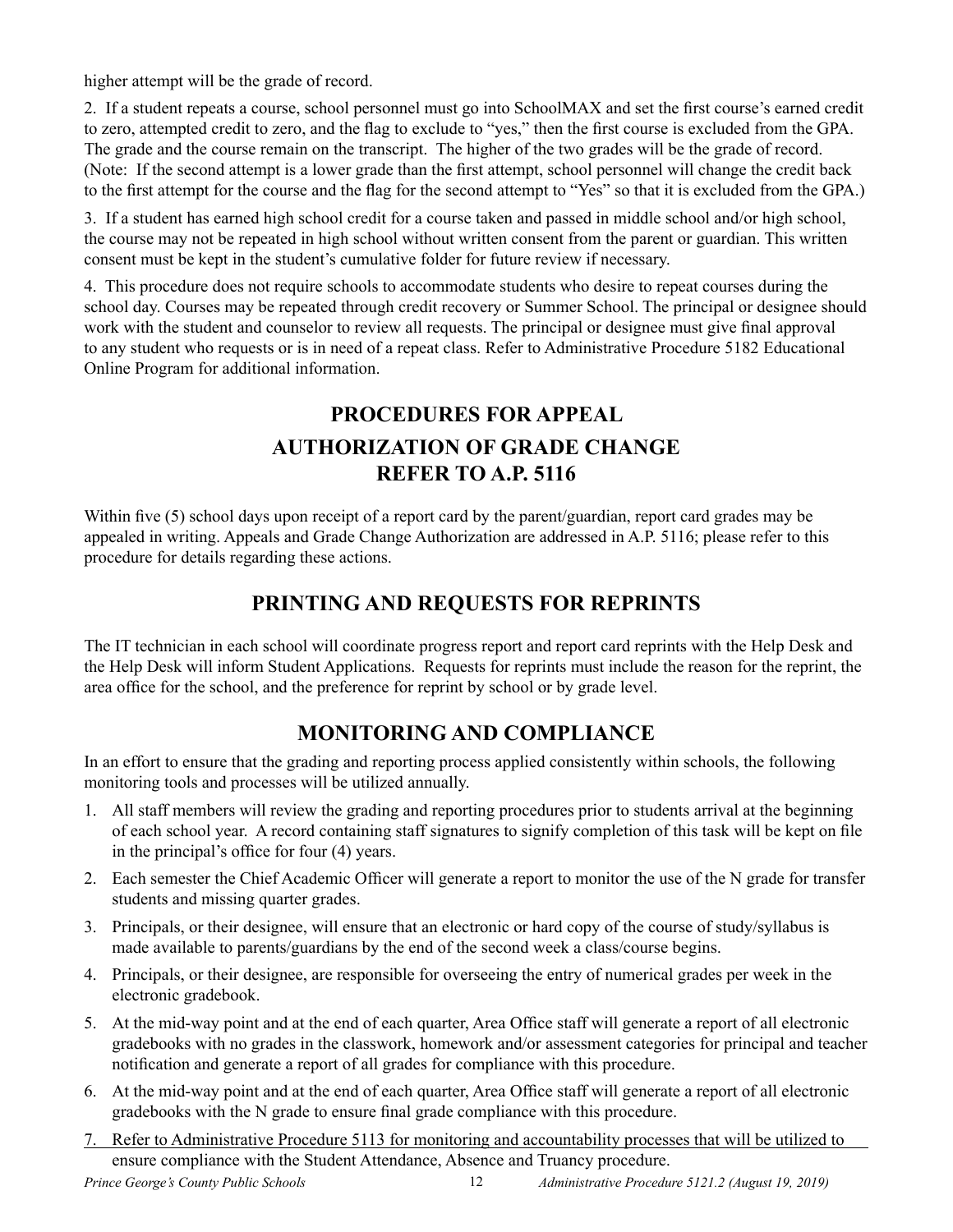higher attempt will be the grade of record.

2. If a student repeats a course, school personnel must go into SchoolMAX and set the first course's earned credit to zero, attempted credit to zero, and the flag to exclude to "yes," then the first course is excluded from the GPA. The grade and the course remain on the transcript. The higher of the two grades will be the grade of record. (Note: If the second attempt is a lower grade than the first attempt, school personnel will change the credit back to the first attempt for the course and the flag for the second attempt to "Yes" so that it is excluded from the GPA.)

3. If a student has earned high school credit for a course taken and passed in middle school and/or high school, the course may not be repeated in high school without written consent from the parent or guardian. This written consent must be kept in the student's cumulative folder for future review if necessary.

4. This procedure does not require schools to accommodate students who desire to repeat courses during the school day. Courses may be repeated through credit recovery or Summer School. The principal or designee should work with the student and counselor to review all requests. The principal or designee must give final approval to any student who requests or is in need of a repeat class. Refer to Administrative Procedure 5182 Educational Online Program for additional information.

## PROCEDURES FOR APPEAL
## AUTHORIZATION OF GRADE CHANGE
## REFER TO A.P. 5116

Within five (5) school days upon receipt of a report card by the parent/guardian, report card grades may be appealed in writing. Appeals and Grade Change Authorization are addressed in A.P. 5116; please refer to this procedure for details regarding these actions.

## PRINTING AND REQUESTS FOR REPRINTS

The IT technician in each school will coordinate progress report and report card reprints with the Help Desk and the Help Desk will inform Student Applications. Requests for reprints must include the reason for the reprint, the area office for the school, and the preference for reprint by school or by grade level.

## MONITORING AND COMPLIANCE

In an effort to ensure that the grading and reporting process applied consistently within schools, the following monitoring tools and processes will be utilized annually.

1. All staff members will review the grading and reporting procedures prior to students arrival at the beginning of each school year. A record containing staff signatures to signify completion of this task will be kept on file in the principal's office for four (4) years.
2. Each semester the Chief Academic Officer will generate a report to monitor the use of the N grade for transfer students and missing quarter grades.
3. Principals, or their designee, will ensure that an electronic or hard copy of the course of study/syllabus is made available to parents/guardians by the end of the second week a class/course begins.
4. Principals, or their designee, are responsible for overseeing the entry of numerical grades per week in the electronic gradebook.
5. At the mid-way point and at the end of each quarter, Area Office staff will generate a report of all electronic gradebooks with no grades in the classwork, homework and/or assessment categories for principal and teacher notification and generate a report of all grades for compliance with this procedure.
6. At the mid-way point and at the end of each quarter, Area Office staff will generate a report of all electronic gradebooks with the N grade to ensure final grade compliance with this procedure.
7. Refer to Administrative Procedure 5113 for monitoring and accountability processes that will be utilized to ensure compliance with the Student Attendance, Absence and Truancy procedure.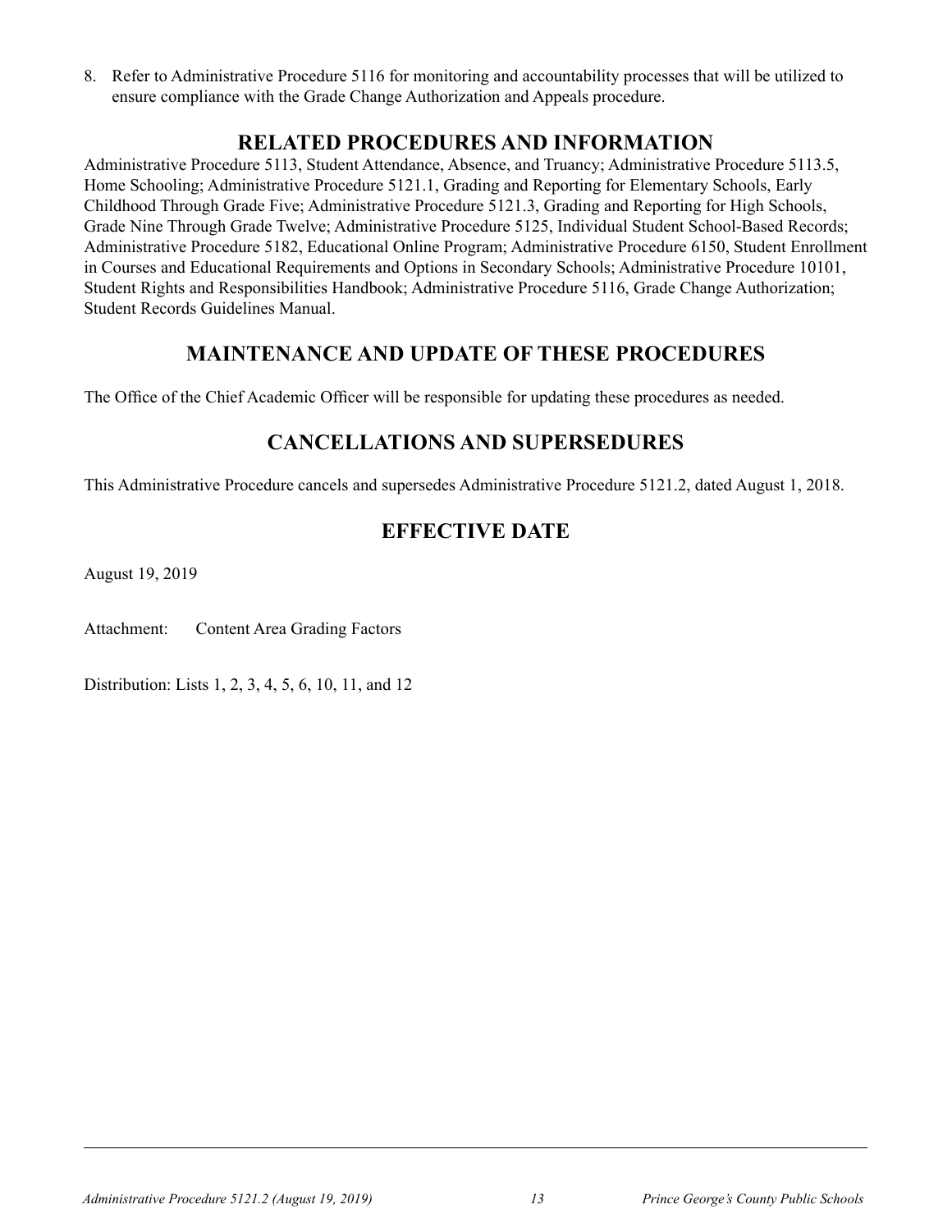8. Refer to Administrative Procedure 5116 for monitoring and accountability processes that will be utilized to ensure compliance with the Grade Change Authorization and Appeals procedure.

## RELATED PROCEDURES AND INFORMATION

Administrative Procedure 5113, Student Attendance, Absence, and Truancy; Administrative Procedure 5113.5, Home Schooling; Administrative Procedure 5121.1, Grading and Reporting for Elementary Schools, Early Childhood Through Grade Five; Administrative Procedure 5121.3, Grading and Reporting for High Schools, Grade Nine Through Grade Twelve; Administrative Procedure 5125, Individual Student School-Based Records; Administrative Procedure 5182, Educational Online Program; Administrative Procedure 6150, Student Enrollment in Courses and Educational Requirements and Options in Secondary Schools; Administrative Procedure 10101, Student Rights and Responsibilities Handbook; Administrative Procedure 5116, Grade Change Authorization; Student Records Guidelines Manual.

## MAINTENANCE AND UPDATE OF THESE PROCEDURES

The Office of the Chief Academic Officer will be responsible for updating these procedures as needed.

## CANCELLATIONS AND SUPERSEDURES

This Administrative Procedure cancels and supersedes Administrative Procedure 5121.2, dated August 1, 2018.

## EFFECTIVE DATE

August 19, 2019

Attachment: Content Area Grading Factors

Distribution: Lists 1, 2, 3, 4, 5, 6, 10, 11, and 12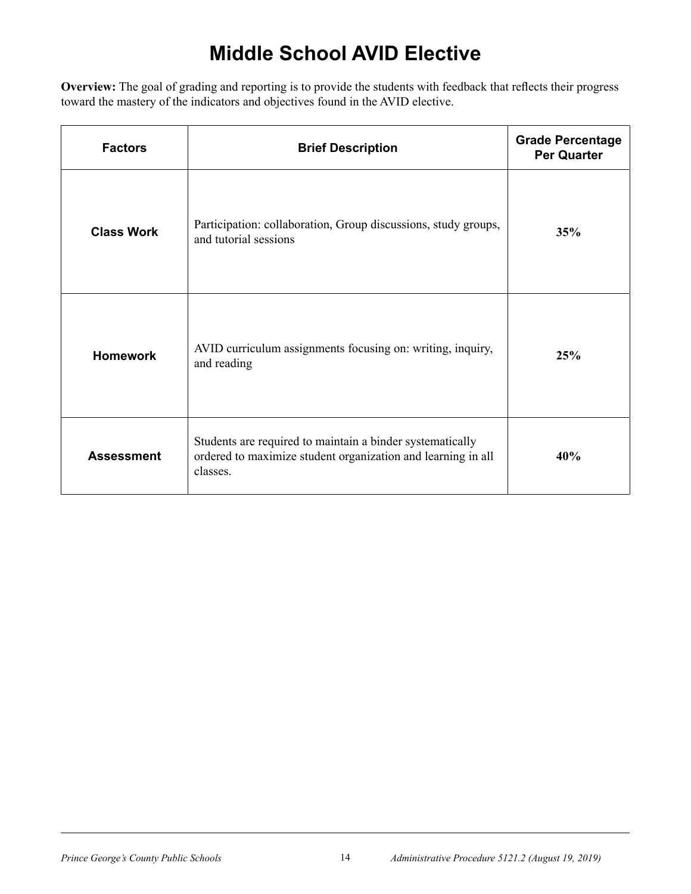# Middle School AVID Elective

**Overview:** The goal of grading and reporting is to provide the students with feedback that reflects their progress toward the mastery of the indicators and objectives found in the AVID elective.

| Factors | Brief Description | Grade Percentage Per Quarter |
|---|---|---|
| **Class Work** | Participation: collaboration, Group discussions, study groups, and tutorial sessions | **35%** |
| **Homework** | AVID curriculum assignments focusing on: writing, inquiry, and reading | **25%** |
| **Assessment** | Students are required to maintain a binder systematically ordered to maximize student organization and learning in all classes. | **40%** |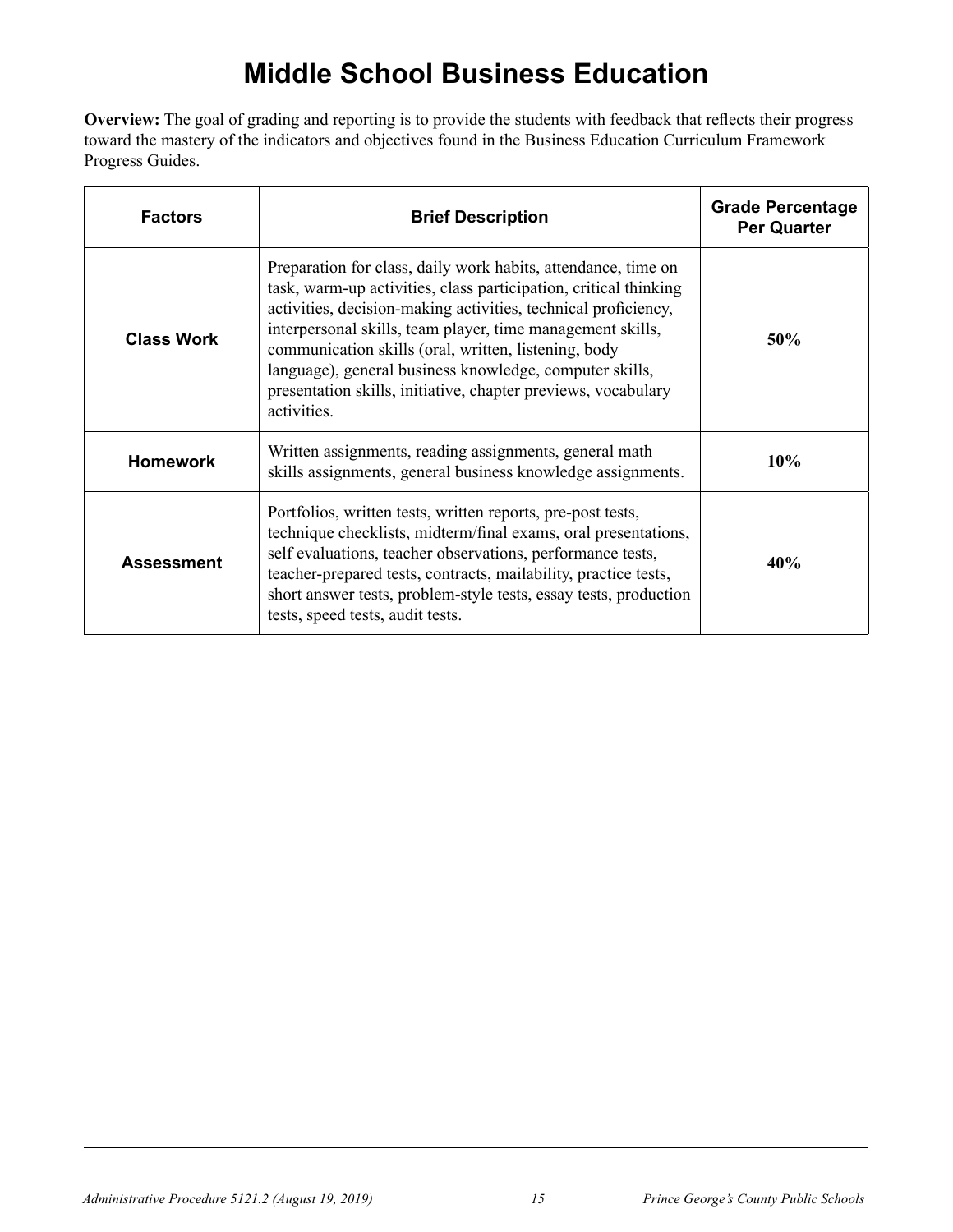# Middle School Business Education

**Overview:** The goal of grading and reporting is to provide the students with feedback that reflects their progress toward the mastery of the indicators and objectives found in the Business Education Curriculum Framework Progress Guides.

| Factors | Brief Description | Grade Percentage Per Quarter |
|---|---|---|
| **Class Work** | Preparation for class, daily work habits, attendance, time on task, warm-up activities, class participation, critical thinking activities, decision-making activities, technical proficiency, interpersonal skills, team player, time management skills, communication skills (oral, written, listening, body language), general business knowledge, computer skills, presentation skills, initiative, chapter previews, vocabulary activities. | **50%** |
| **Homework** | Written assignments, reading assignments, general math skills assignments, general business knowledge assignments. | **10%** |
| **Assessment** | Portfolios, written tests, written reports, pre-post tests, technique checklists, midterm/final exams, oral presentations, self evaluations, teacher observations, performance tests, teacher-prepared tests, contracts, mailability, practice tests, short answer tests, problem-style tests, essay tests, production tests, speed tests, audit tests. | **40%** |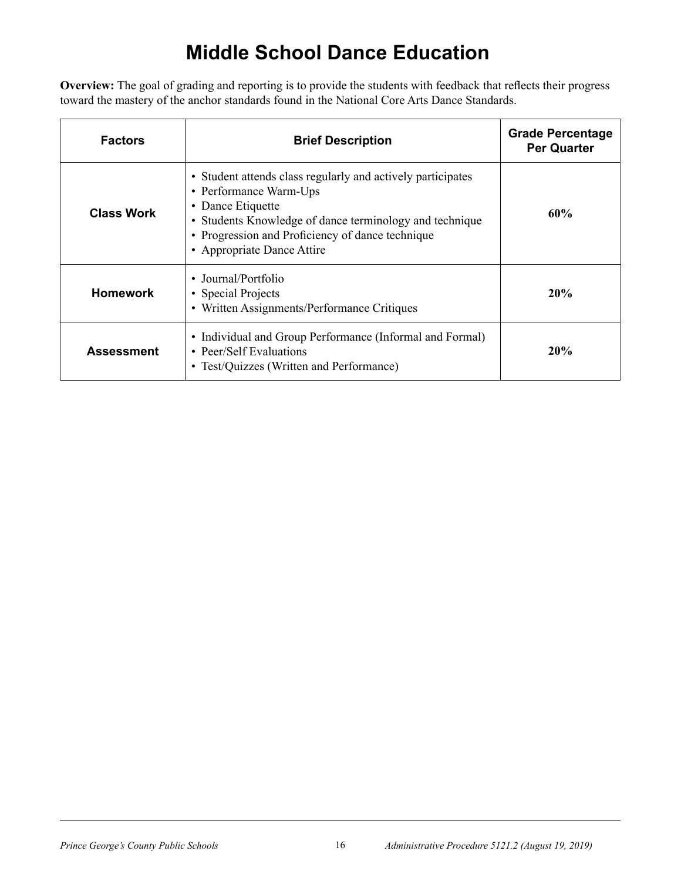# Middle School Dance Education

**Overview:** The goal of grading and reporting is to provide the students with feedback that reflects their progress toward the mastery of the anchor standards found in the National Core Arts Dance Standards.

| Factors | Brief Description | Grade Percentage Per Quarter |
|---|---|---|
| **Class Work** | • Student attends class regularly and actively participates<br>• Performance Warm-Ups<br>• Dance Etiquette<br>• Students Knowledge of dance terminology and technique<br>• Progression and Proficiency of dance technique<br>• Appropriate Dance Attire | **60%** |
| **Homework** | • Journal/Portfolio<br>• Special Projects<br>• Written Assignments/Performance Critiques | **20%** |
| **Assessment** | • Individual and Group Performance (Informal and Formal)<br>• Peer/Self Evaluations<br>• Test/Quizzes (Written and Performance) | **20%** |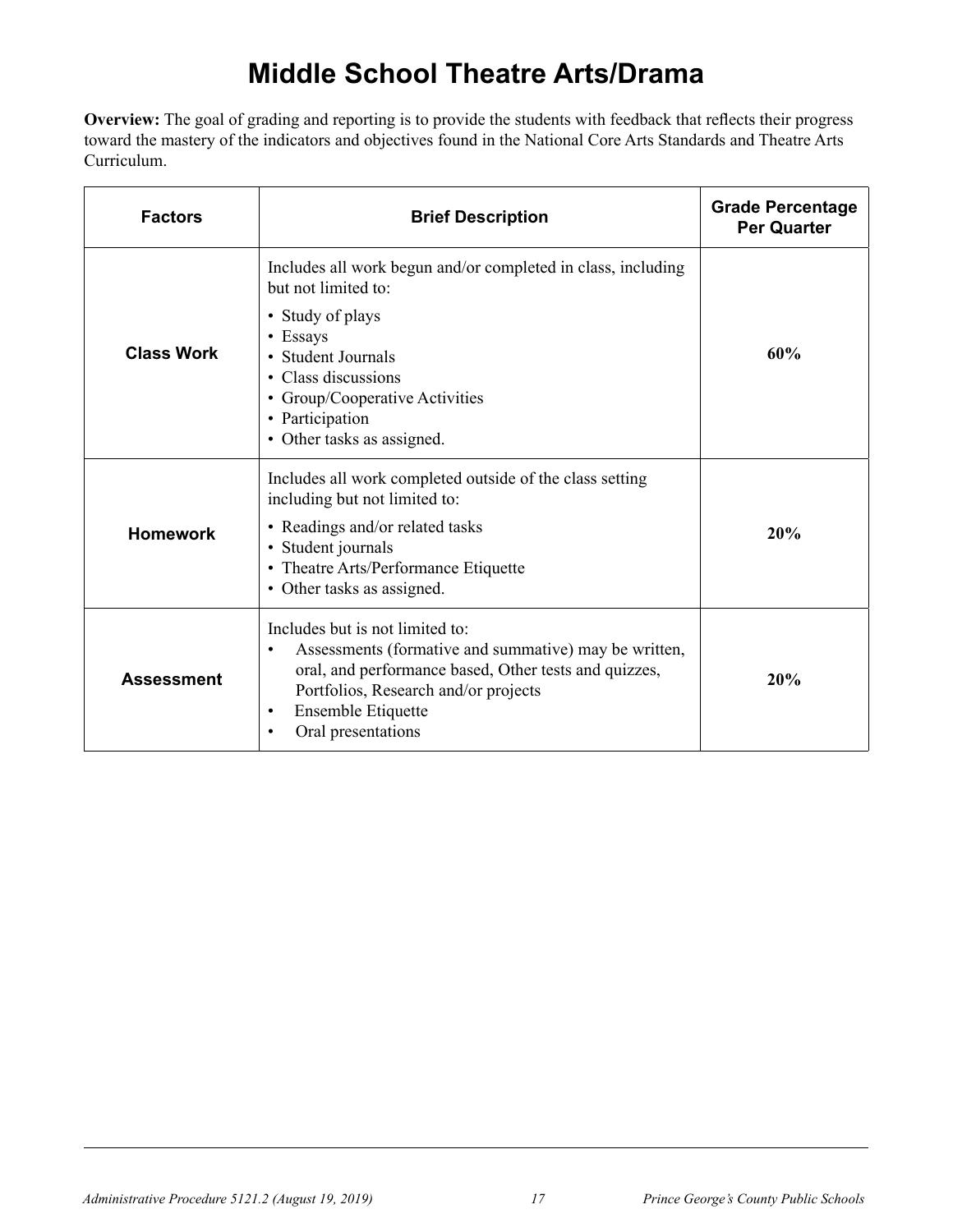# Middle School Theatre Arts/Drama

**Overview:** The goal of grading and reporting is to provide the students with feedback that reflects their progress toward the mastery of the indicators and objectives found in the National Core Arts Standards and Theatre Arts Curriculum.

| Factors | Brief Description | Grade Percentage Per Quarter |
|---|---|---|
| **Class Work** | Includes all work begun and/or completed in class, including but not limited to:<br>• Study of plays<br>• Essays<br>• Student Journals<br>• Class discussions<br>• Group/Cooperative Activities<br>• Participation<br>• Other tasks as assigned. | **60%** |
| **Homework** | Includes all work completed outside of the class setting including but not limited to:<br>• Readings and/or related tasks<br>• Student journals<br>• Theatre Arts/Performance Etiquette<br>• Other tasks as assigned. | **20%** |
| **Assessment** | Includes but is not limited to:<br>• Assessments (formative and summative) may be written, oral, and performance based, Other tests and quizzes, Portfolios, Research and/or projects<br>• Ensemble Etiquette<br>• Oral presentations | **20%** |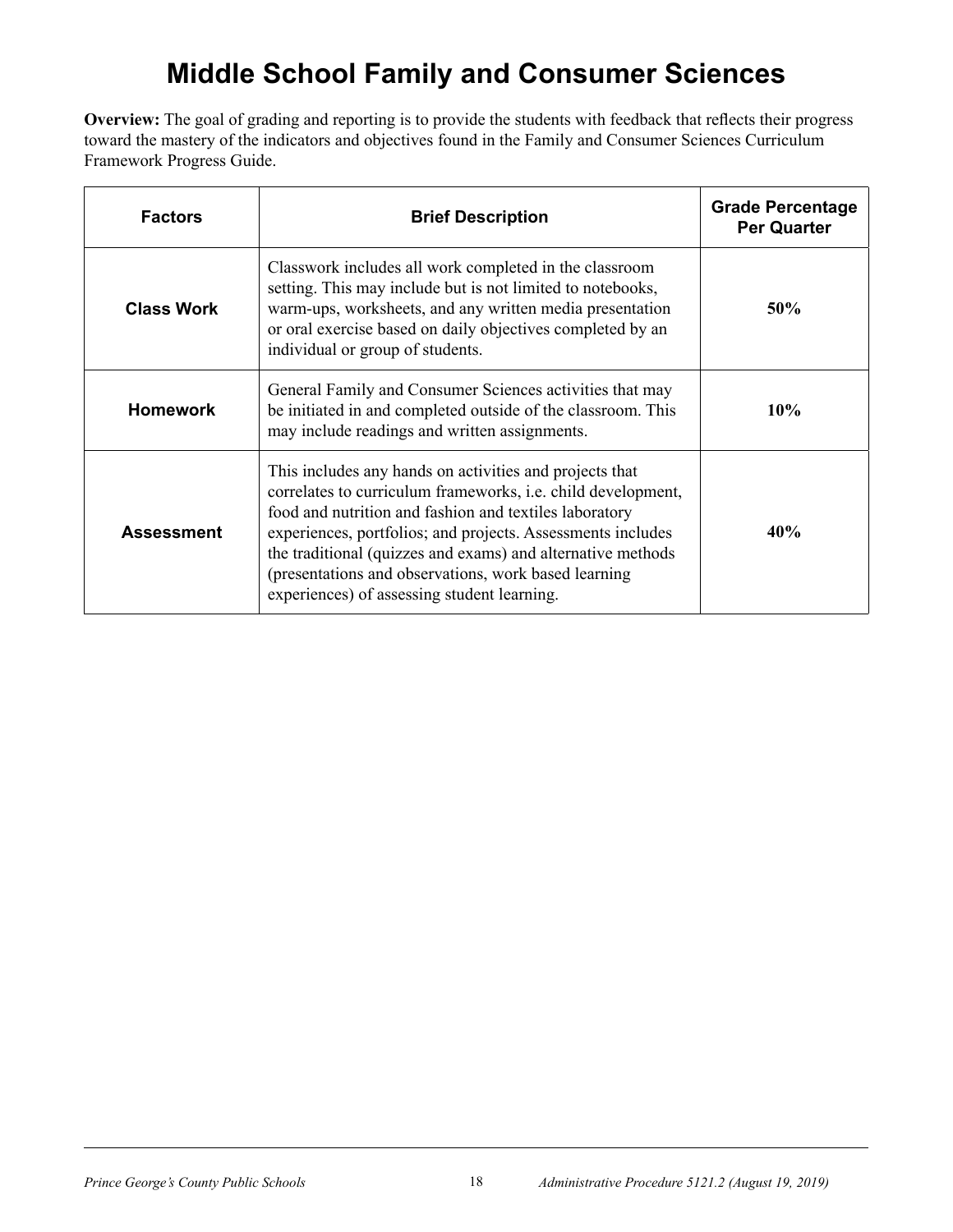# Middle School Family and Consumer Sciences

**Overview:** The goal of grading and reporting is to provide the students with feedback that reflects their progress toward the mastery of the indicators and objectives found in the Family and Consumer Sciences Curriculum Framework Progress Guide.

| Factors | Brief Description | Grade Percentage Per Quarter |
|---|---|---|
| **Class Work** | Classwork includes all work completed in the classroom setting. This may include but is not limited to notebooks, warm-ups, worksheets, and any written media presentation or oral exercise based on daily objectives completed by an individual or group of students. | **50%** |
| **Homework** | General Family and Consumer Sciences activities that may be initiated in and completed outside of the classroom. This may include readings and written assignments. | **10%** |
| **Assessment** | This includes any hands on activities and projects that correlates to curriculum frameworks, i.e. child development, food and nutrition and fashion and textiles laboratory experiences, portfolios; and projects. Assessments includes the traditional (quizzes and exams) and alternative methods (presentations and observations, work based learning experiences) of assessing student learning. | **40%** |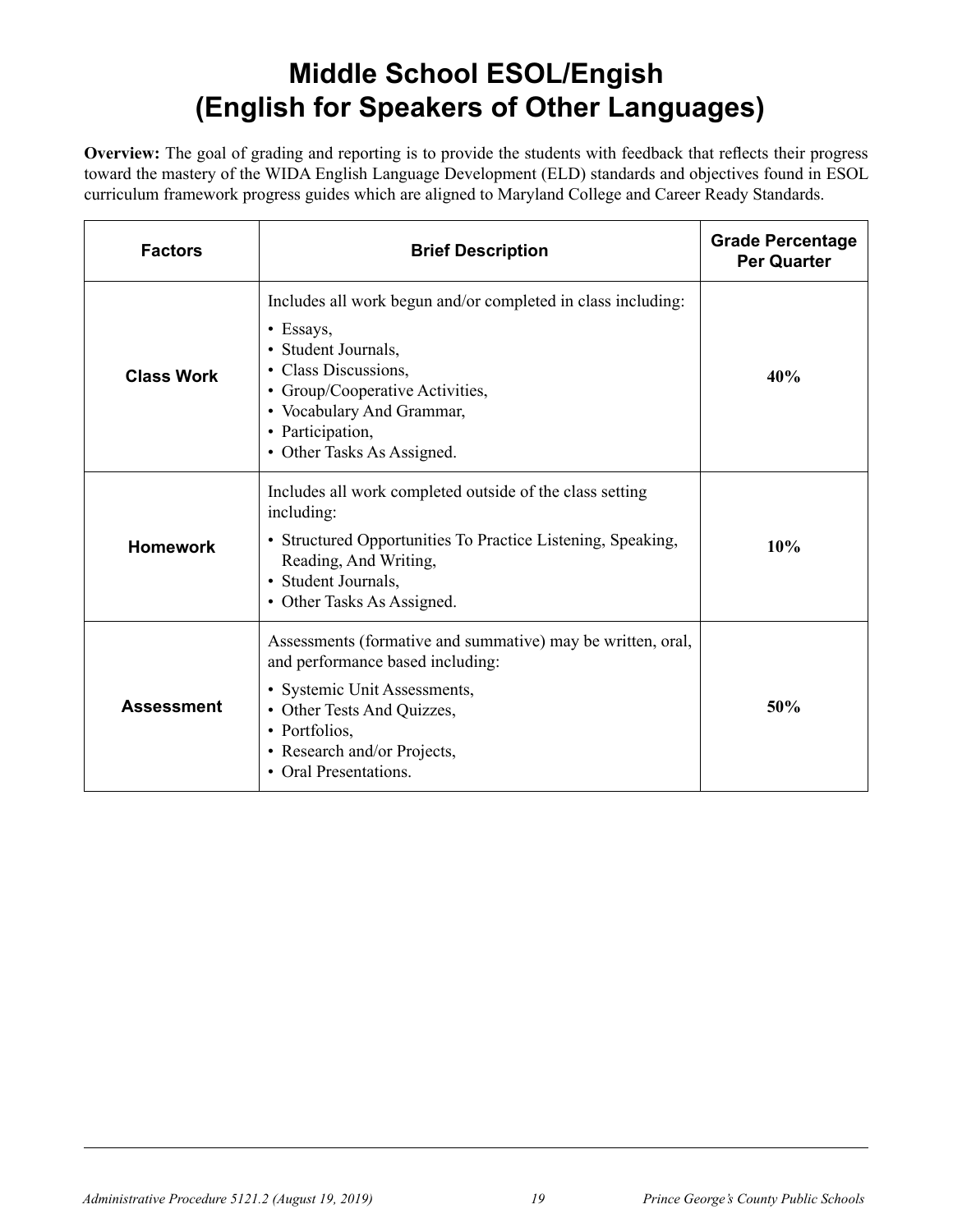# Middle School ESOL/Engish
# (English for Speakers of Other Languages)

**Overview:** The goal of grading and reporting is to provide the students with feedback that reflects their progress toward the mastery of the WIDA English Language Development (ELD) standards and objectives found in ESOL curriculum framework progress guides which are aligned to Maryland College and Career Ready Standards.

| Factors | Brief Description | Grade Percentage Per Quarter |
|---|---|---|
| **Class Work** | Includes all work begun and/or completed in class including:<br>• Essays,<br>• Student Journals,<br>• Class Discussions,<br>• Group/Cooperative Activities,<br>• Vocabulary And Grammar,<br>• Participation,<br>• Other Tasks As Assigned. | **40%** |
| **Homework** | Includes all work completed outside of the class setting including:<br>• Structured Opportunities To Practice Listening, Speaking, Reading, And Writing,<br>• Student Journals,<br>• Other Tasks As Assigned. | **10%** |
| **Assessment** | Assessments (formative and summative) may be written, oral, and performance based including:<br>• Systemic Unit Assessments,<br>• Other Tests And Quizzes,<br>• Portfolios,<br>• Research and/or Projects,<br>• Oral Presentations. | **50%** |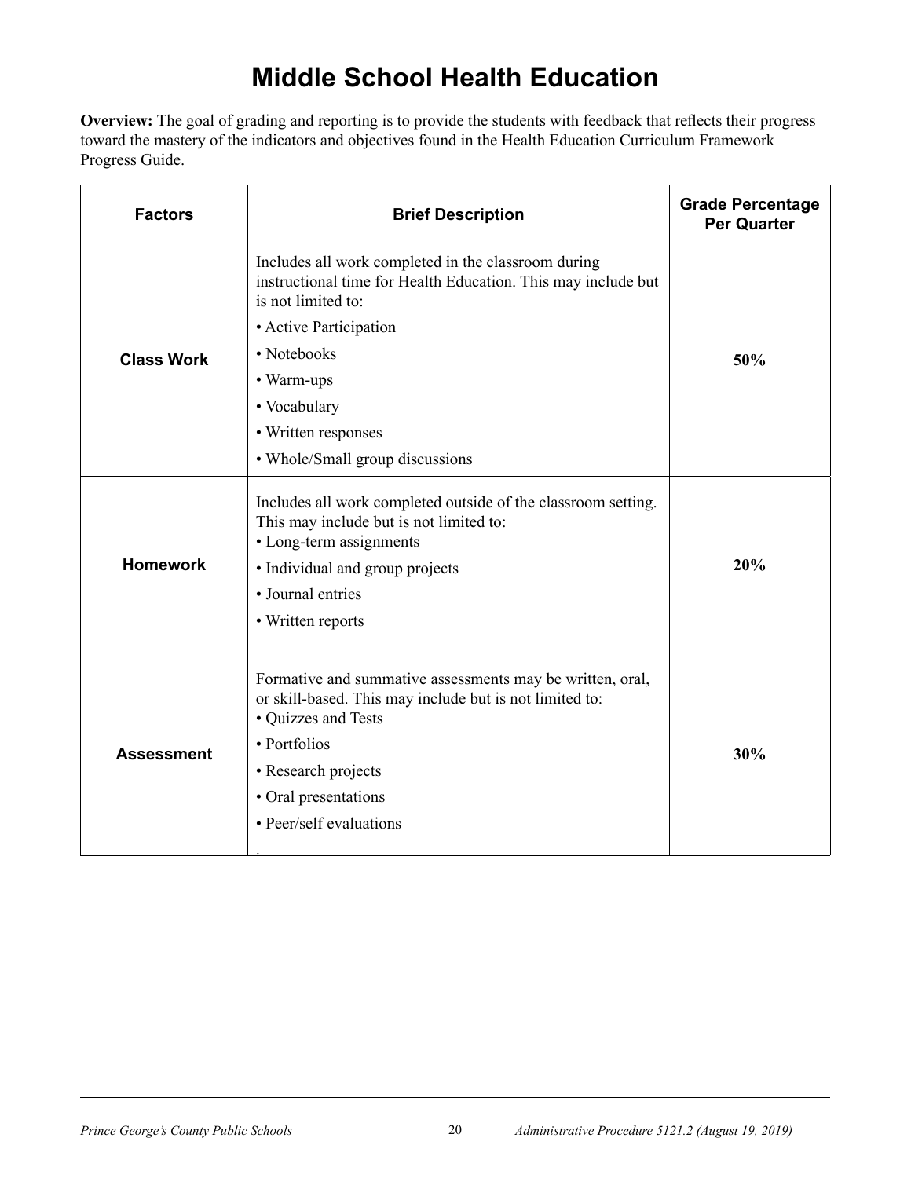# Middle School Health Education

**Overview:** The goal of grading and reporting is to provide the students with feedback that reflects their progress toward the mastery of the indicators and objectives found in the Health Education Curriculum Framework Progress Guide.

| Factors | Brief Description | Grade Percentage Per Quarter |
|---|---|---|
| **Class Work** | Includes all work completed in the classroom during instructional time for Health Education. This may include but is not limited to:<br>• Active Participation<br>• Notebooks<br>• Warm-ups<br>• Vocabulary<br>• Written responses<br>• Whole/Small group discussions | **50%** |
| **Homework** | Includes all work completed outside of the classroom setting. This may include but is not limited to:<br>• Long-term assignments<br>• Individual and group projects<br>• Journal entries<br>• Written reports | **20%** |
| **Assessment** | Formative and summative assessments may be written, oral, or skill-based. This may include but is not limited to:<br>• Quizzes and Tests<br>• Portfolios<br>• Research projects<br>• Oral presentations<br>• Peer/self evaluations<br>. | **30%** |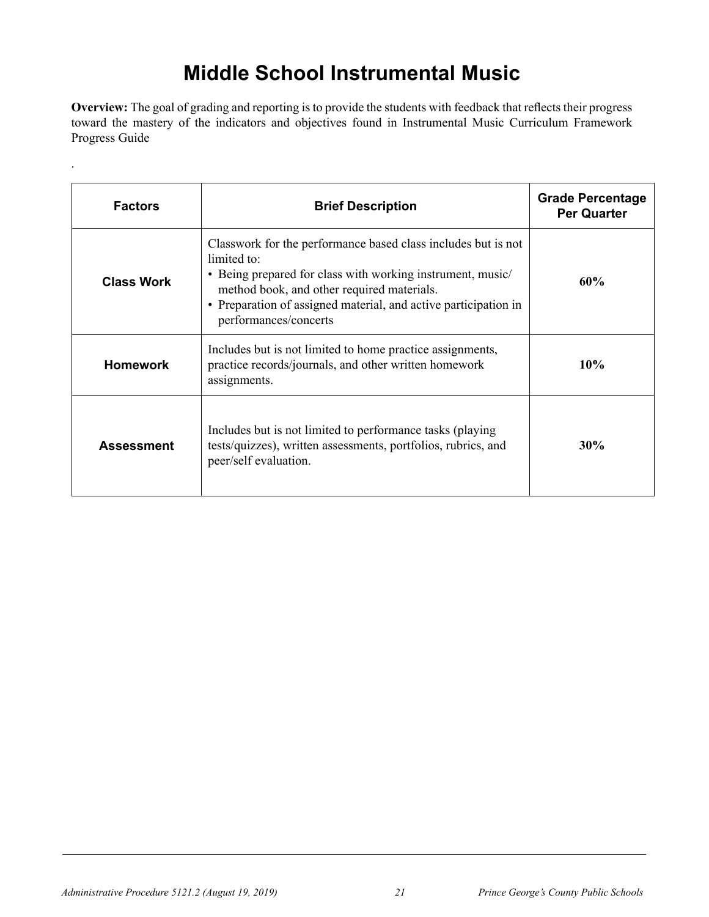# Middle School Instrumental Music

**Overview:** The goal of grading and reporting is to provide the students with feedback that reflects their progress toward the mastery of the indicators and objectives found in Instrumental Music Curriculum Framework Progress Guide

.

| Factors | Brief Description | Grade Percentage Per Quarter |
|---|---|---|
| **Class Work** | Classwork for the performance based class includes but is not limited to:<br>• Being prepared for class with working instrument, music/ method book, and other required materials.<br>• Preparation of assigned material, and active participation in performances/concerts | **60%** |
| **Homework** | Includes but is not limited to home practice assignments, practice records/journals, and other written homework assignments. | **10%** |
| **Assessment** | Includes but is not limited to performance tasks (playing tests/quizzes), written assessments, portfolios, rubrics, and peer/self evaluation. | **30%** |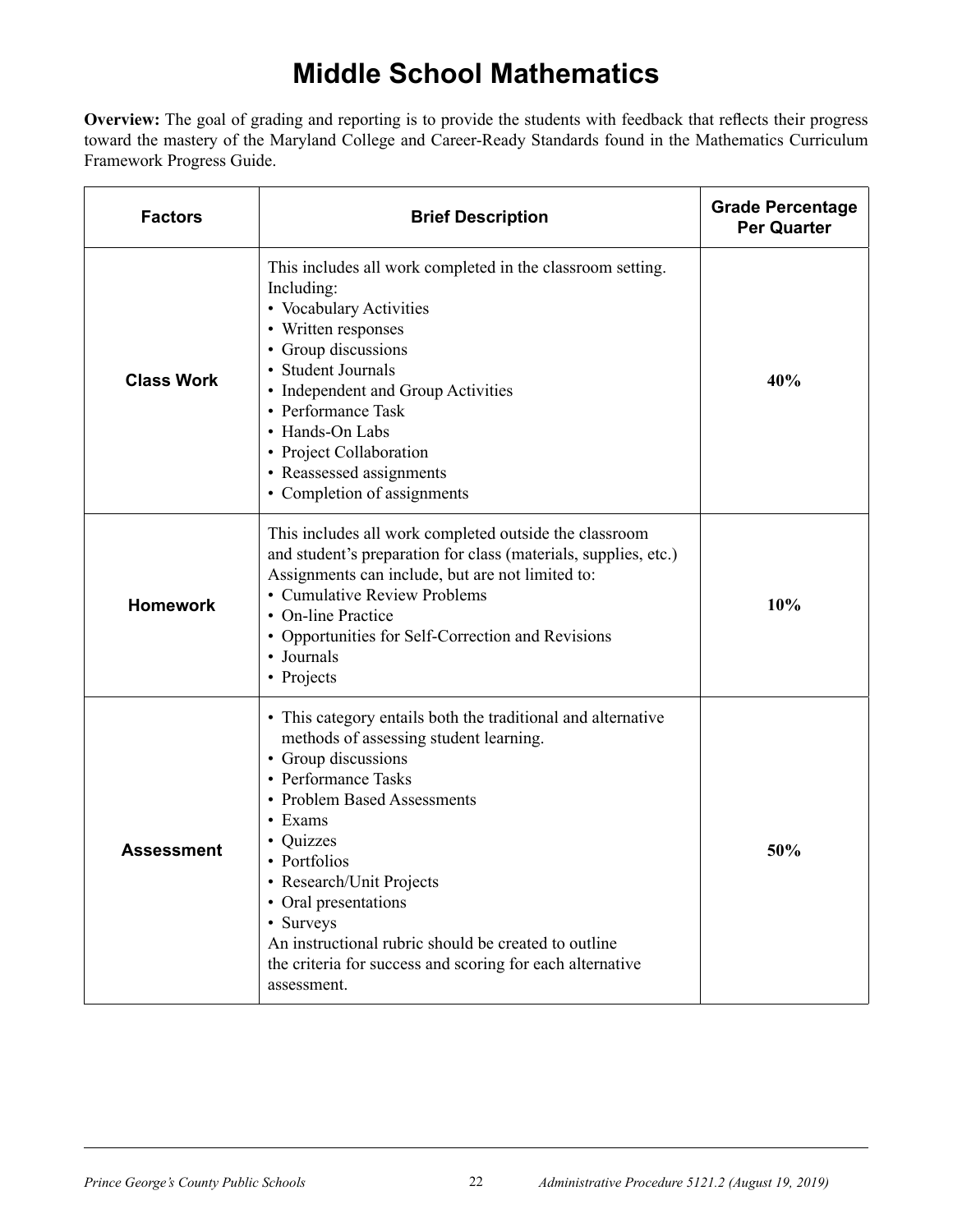# Middle School Mathematics

**Overview:** The goal of grading and reporting is to provide the students with feedback that reflects their progress toward the mastery of the Maryland College and Career-Ready Standards found in the Mathematics Curriculum Framework Progress Guide.

| Factors | Brief Description | Grade Percentage Per Quarter |
|---|---|---|
| **Class Work** | This includes all work completed in the classroom setting. Including:<br>• Vocabulary Activities<br>• Written responses<br>• Group discussions<br>• Student Journals<br>• Independent and Group Activities<br>• Performance Task<br>• Hands-On Labs<br>• Project Collaboration<br>• Reassessed assignments<br>• Completion of assignments | **40%** |
| **Homework** | This includes all work completed outside the classroom and student's preparation for class (materials, supplies, etc.) Assignments can include, but are not limited to:<br>• Cumulative Review Problems<br>• On-line Practice<br>• Opportunities for Self-Correction and Revisions<br>• Journals<br>• Projects | **10%** |
| **Assessment** | • This category entails both the traditional and alternative methods of assessing student learning.<br>• Group discussions<br>• Performance Tasks<br>• Problem Based Assessments<br>• Exams<br>• Quizzes<br>• Portfolios<br>• Research/Unit Projects<br>• Oral presentations<br>• Surveys<br>An instructional rubric should be created to outline the criteria for success and scoring for each alternative assessment. | **50%** |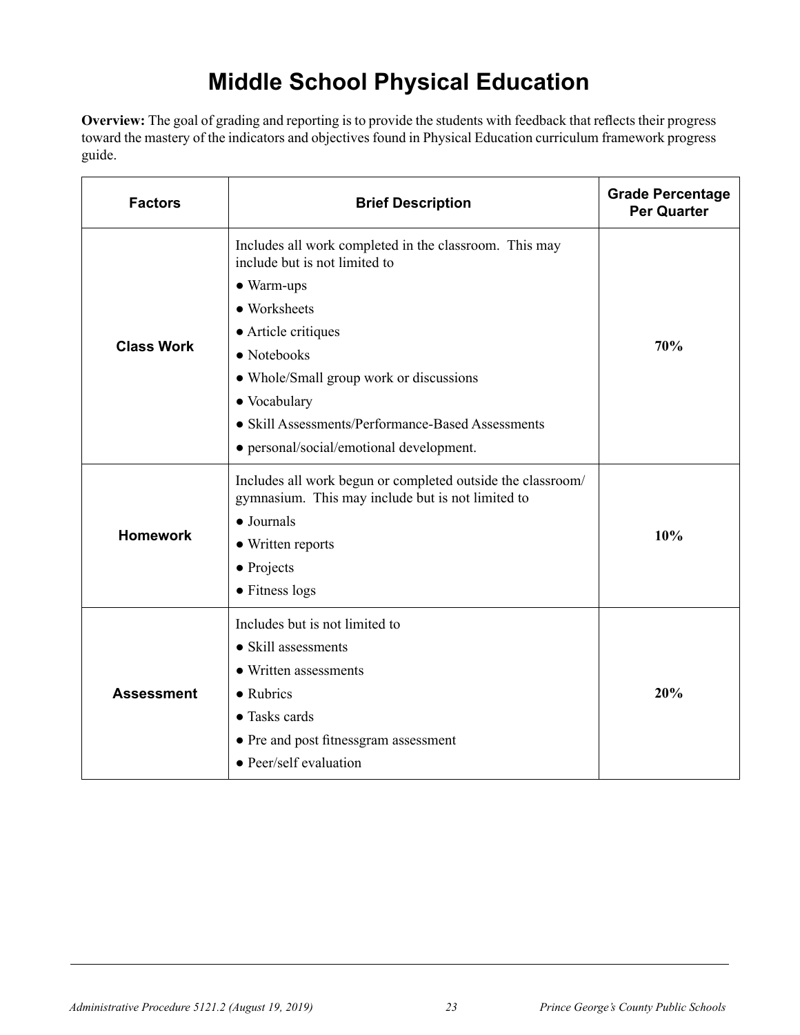# Middle School Physical Education

**Overview:** The goal of grading and reporting is to provide the students with feedback that reflects their progress toward the mastery of the indicators and objectives found in Physical Education curriculum framework progress guide.

| Factors | Brief Description | Grade Percentage Per Quarter |
|---|---|---|
| **Class Work** | Includes all work completed in the classroom. This may include but is not limited to<br>● Warm-ups<br>● Worksheets<br>● Article critiques<br>● Notebooks<br>● Whole/Small group work or discussions<br>● Vocabulary<br>● Skill Assessments/Performance-Based Assessments<br>● personal/social/emotional development. | **70%** |
| **Homework** | Includes all work begun or completed outside the classroom/ gymnasium. This may include but is not limited to<br>● Journals<br>● Written reports<br>● Projects<br>● Fitness logs | **10%** |
| **Assessment** | Includes but is not limited to<br>● Skill assessments<br>● Written assessments<br>● Rubrics<br>● Tasks cards<br>● Pre and post fitnessgram assessment<br>● Peer/self evaluation | **20%** |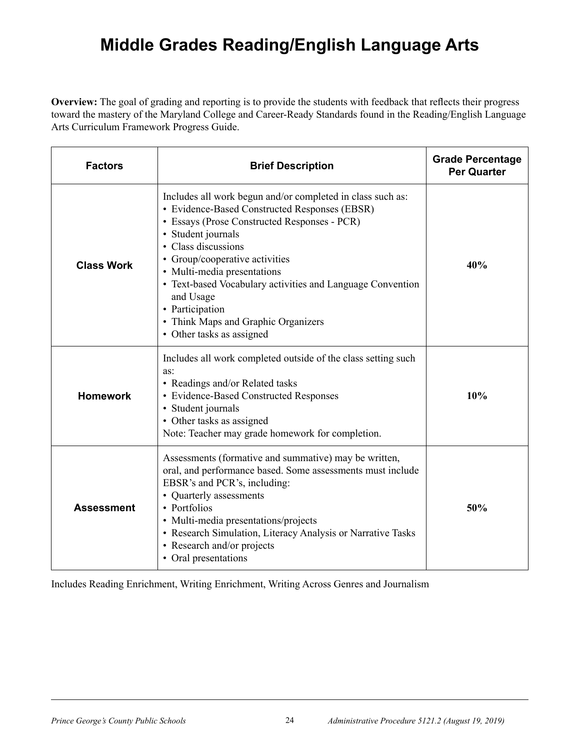# Middle Grades Reading/English Language Arts

**Overview:** The goal of grading and reporting is to provide the students with feedback that reflects their progress toward the mastery of the Maryland College and Career-Ready Standards found in the Reading/English Language Arts Curriculum Framework Progress Guide.

| Factors | Brief Description | Grade Percentage Per Quarter |
|---|---|---|
| **Class Work** | Includes all work begun and/or completed in class such as:<br>• Evidence-Based Constructed Responses (EBSR)<br>• Essays (Prose Constructed Responses - PCR)<br>• Student journals<br>• Class discussions<br>• Group/cooperative activities<br>• Multi-media presentations<br>• Text-based Vocabulary activities and Language Convention and Usage<br>• Participation<br>• Think Maps and Graphic Organizers<br>• Other tasks as assigned | **40%** |
| **Homework** | Includes all work completed outside of the class setting such as:<br>• Readings and/or Related tasks<br>• Evidence-Based Constructed Responses<br>• Student journals<br>• Other tasks as assigned<br>Note: Teacher may grade homework for completion. | **10%** |
| **Assessment** | Assessments (formative and summative) may be written, oral, and performance based. Some assessments must include EBSR's and PCR's, including:<br>• Quarterly assessments<br>• Portfolios<br>• Multi-media presentations/projects<br>• Research Simulation, Literacy Analysis or Narrative Tasks<br>• Research and/or projects<br>• Oral presentations | **50%** |

Includes Reading Enrichment, Writing Enrichment, Writing Across Genres and Journalism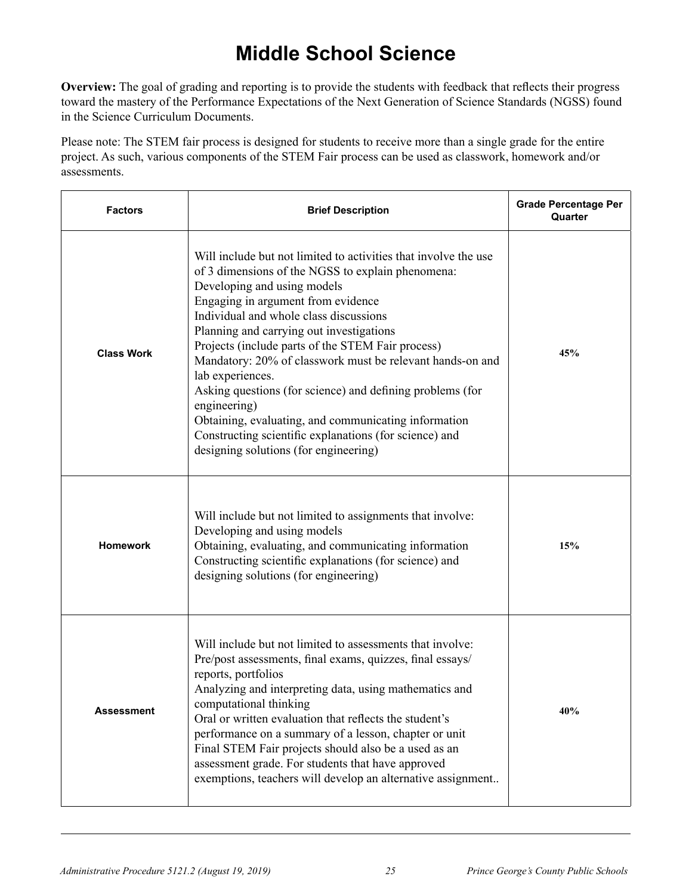# Middle School Science

**Overview:** The goal of grading and reporting is to provide the students with feedback that reflects their progress toward the mastery of the Performance Expectations of the Next Generation of Science Standards (NGSS) found in the Science Curriculum Documents.

Please note: The STEM fair process is designed for students to receive more than a single grade for the entire project. As such, various components of the STEM Fair process can be used as classwork, homework and/or assessments.

| Factors | Brief Description | Grade Percentage Per Quarter |
| --- | --- | --- |
| **Class Work** | Will include but not limited to activities that involve the use of 3 dimensions of the NGSS to explain phenomena:<br>Developing and using models<br>Engaging in argument from evidence<br>Individual and whole class discussions<br>Planning and carrying out investigations<br>Projects (include parts of the STEM Fair process)<br>Mandatory: 20% of classwork must be relevant hands-on and lab experiences.<br>Asking questions (for science) and defining problems (for engineering)<br>Obtaining, evaluating, and communicating information<br>Constructing scientific explanations (for science) and designing solutions (for engineering) | **45%** |
| **Homework** | Will include but not limited to assignments that involve:<br>Developing and using models<br>Obtaining, evaluating, and communicating information<br>Constructing scientific explanations (for science) and designing solutions (for engineering) | **15%** |
| **Assessment** | Will include but not limited to assessments that involve:<br>Pre/post assessments, final exams, quizzes, final essays/ reports, portfolios<br>Analyzing and interpreting data, using mathematics and computational thinking<br>Oral or written evaluation that reflects the student's performance on a summary of a lesson, chapter or unit<br>Final STEM Fair projects should also be a used as an assessment grade. For students that have approved exemptions, teachers will develop an alternative assignment.. | **40%** |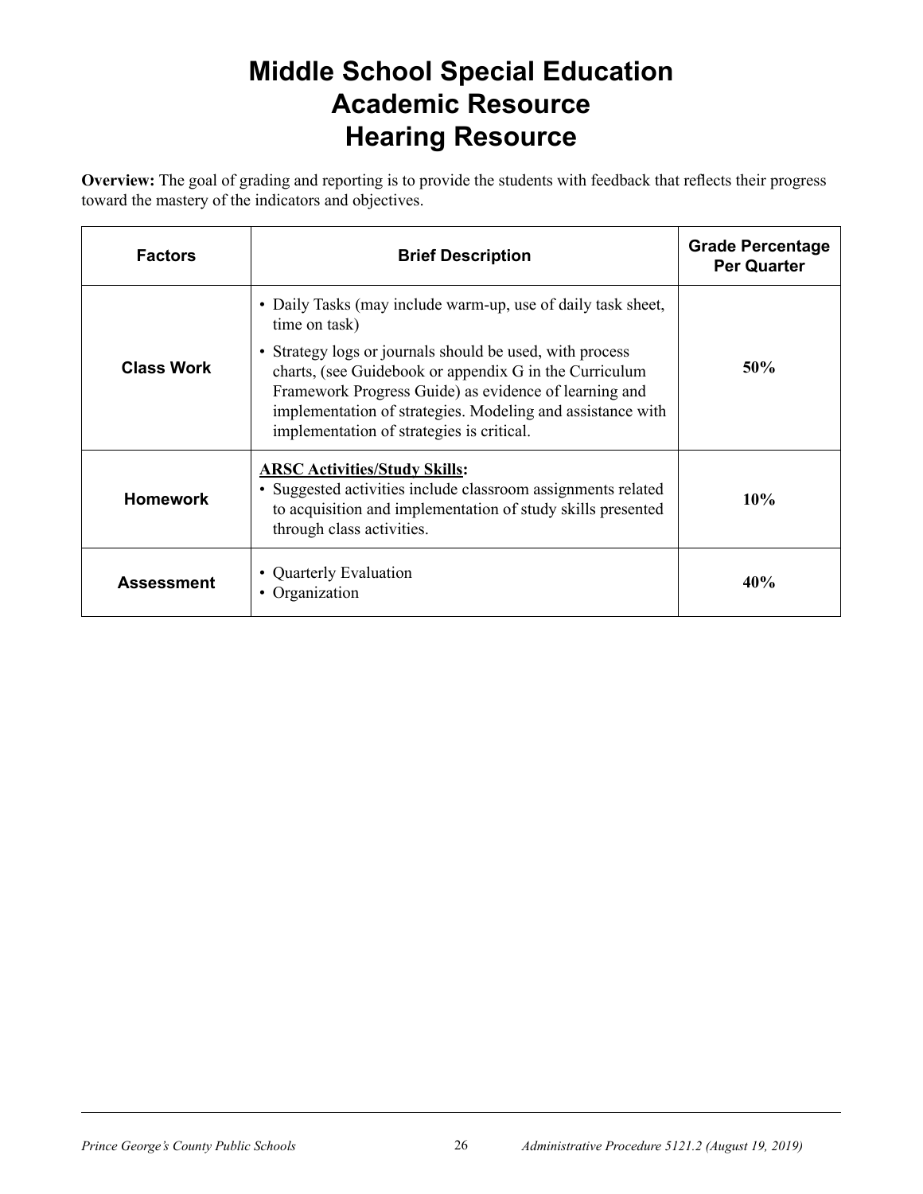# Middle School Special Education
# Academic Resource
# Hearing Resource

**Overview:** The goal of grading and reporting is to provide the students with feedback that reflects their progress toward the mastery of the indicators and objectives.

| Factors | Brief Description | Grade Percentage Per Quarter |
| --- | --- | --- |
| **Class Work** | • Daily Tasks (may include warm-up, use of daily task sheet, time on task)<br>• Strategy logs or journals should be used, with process charts, (see Guidebook or appendix G in the Curriculum Framework Progress Guide) as evidence of learning and implementation of strategies. Modeling and assistance with implementation of strategies is critical. | **50%** |
| **Homework** | **ARSC Activities/Study Skills:**<br>• Suggested activities include classroom assignments related to acquisition and implementation of study skills presented through class activities. | **10%** |
| **Assessment** | • Quarterly Evaluation<br>• Organization | **40%** |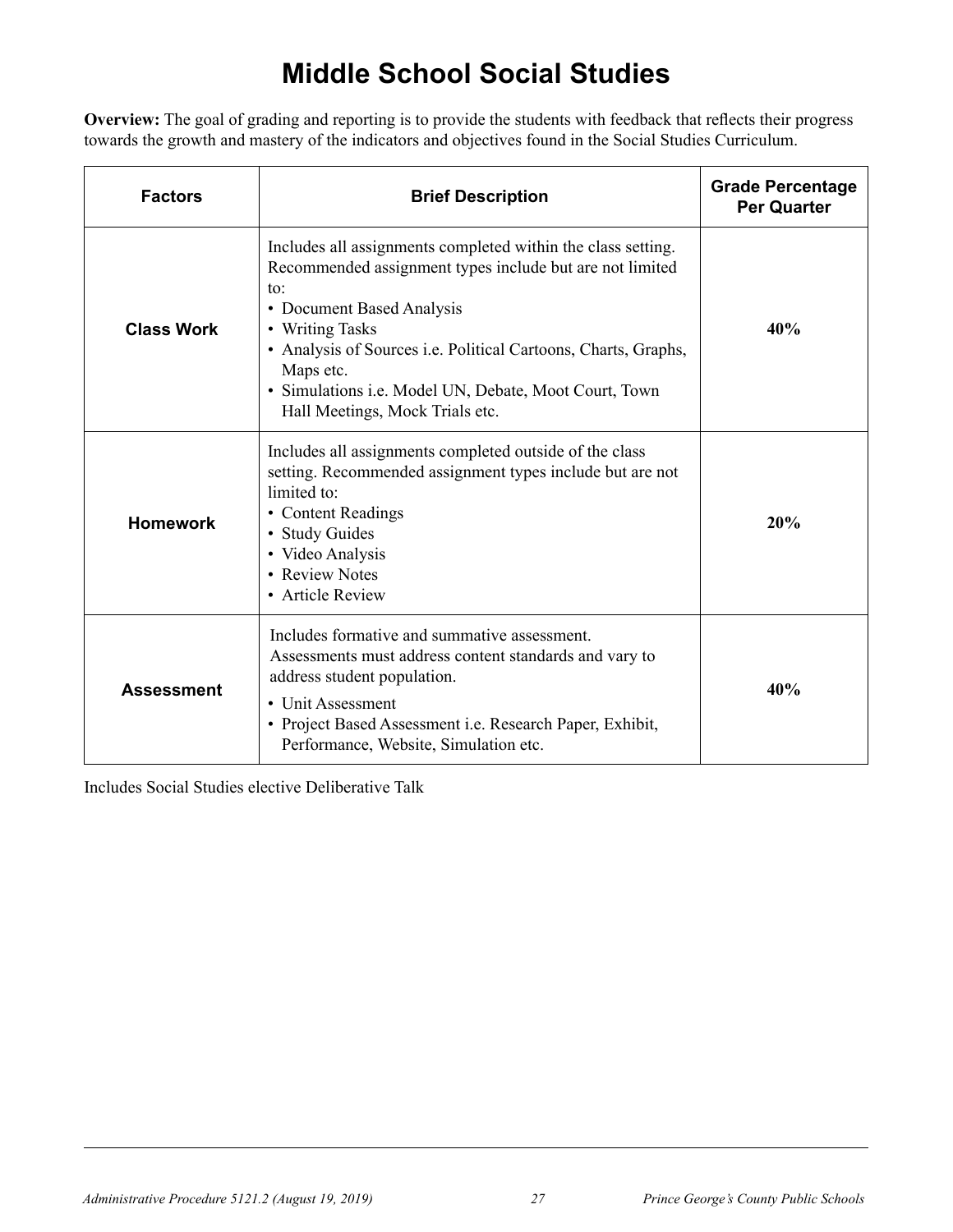# Middle School Social Studies

**Overview:** The goal of grading and reporting is to provide the students with feedback that reflects their progress towards the growth and mastery of the indicators and objectives found in the Social Studies Curriculum.

| Factors | Brief Description | Grade Percentage Per Quarter |
|---|---|---|
| **Class Work** | Includes all assignments completed within the class setting. Recommended assignment types include but are not limited to:<br>• Document Based Analysis<br>• Writing Tasks<br>• Analysis of Sources i.e. Political Cartoons, Charts, Graphs, Maps etc.<br>• Simulations i.e. Model UN, Debate, Moot Court, Town Hall Meetings, Mock Trials etc. | **40%** |
| **Homework** | Includes all assignments completed outside of the class setting. Recommended assignment types include but are not limited to:<br>• Content Readings<br>• Study Guides<br>• Video Analysis<br>• Review Notes<br>• Article Review | **20%** |
| **Assessment** | Includes formative and summative assessment. Assessments must address content standards and vary to address student population.<br>• Unit Assessment<br>• Project Based Assessment i.e. Research Paper, Exhibit, Performance, Website, Simulation etc. | **40%** |

Includes Social Studies elective Deliberative Talk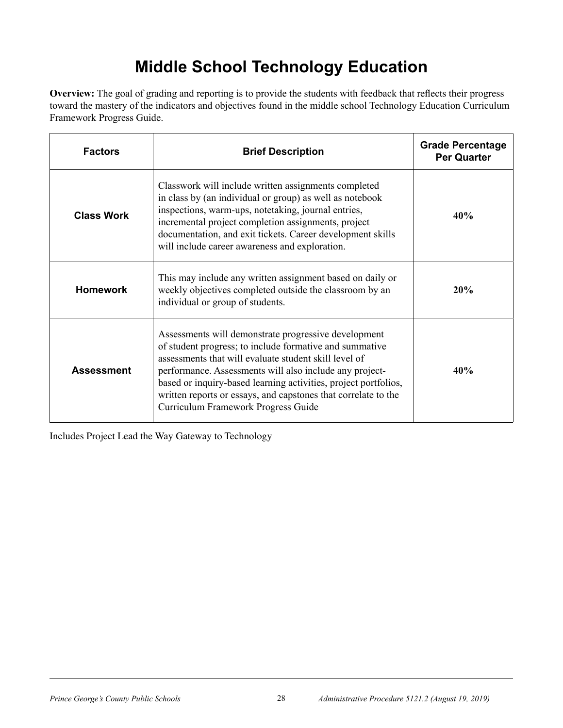# Middle School Technology Education

**Overview:** The goal of grading and reporting is to provide the students with feedback that reflects their progress toward the mastery of the indicators and objectives found in the middle school Technology Education Curriculum Framework Progress Guide.

| Factors | Brief Description | Grade Percentage Per Quarter |
|---|---|---|
| **Class Work** | Classwork will include written assignments completed in class by (an individual or group) as well as notebook inspections, warm-ups, notetaking, journal entries, incremental project completion assignments, project documentation, and exit tickets. Career development skills will include career awareness and exploration. | **40%** |
| **Homework** | This may include any written assignment based on daily or weekly objectives completed outside the classroom by an individual or group of students. | **20%** |
| **Assessment** | Assessments will demonstrate progressive development of student progress; to include formative and summative assessments that will evaluate student skill level of performance. Assessments will also include any project-based or inquiry-based learning activities, project portfolios, written reports or essays, and capstones that correlate to the Curriculum Framework Progress Guide | **40%** |

Includes Project Lead the Way Gateway to Technology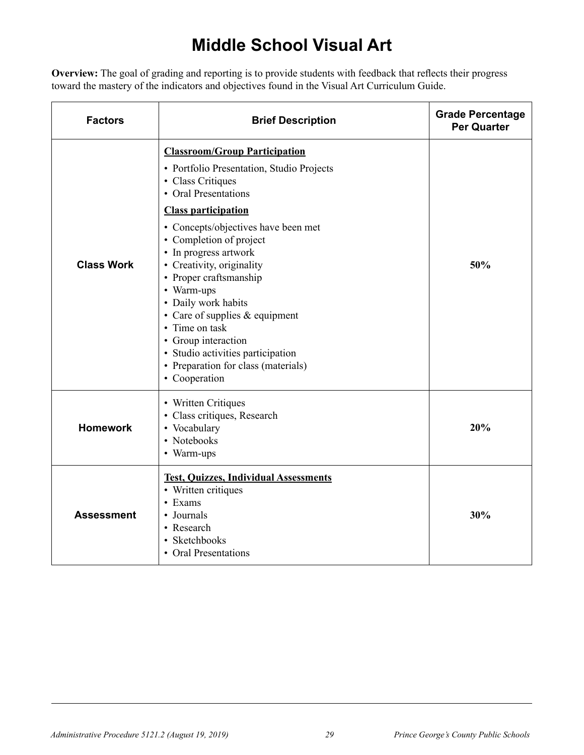# Middle School Visual Art

**Overview:** The goal of grading and reporting is to provide students with feedback that reflects their progress toward the mastery of the indicators and objectives found in the Visual Art Curriculum Guide.

| Factors | Brief Description | Grade Percentage Per Quarter |
|---|---|---|
| **Class Work** | **Classroom/Group Participation**<br>• Portfolio Presentation, Studio Projects<br>• Class Critiques<br>• Oral Presentations<br>**Class participation**<br>• Concepts/objectives have been met<br>• Completion of project<br>• In progress artwork<br>• Creativity, originality<br>• Proper craftsmanship<br>• Warm-ups<br>• Daily work habits<br>• Care of supplies & equipment<br>• Time on task<br>• Group interaction<br>• Studio activities participation<br>• Preparation for class (materials)<br>• Cooperation | **50%** |
| **Homework** | • Written Critiques<br>• Class critiques, Research<br>• Vocabulary<br>• Notebooks<br>• Warm-ups | **20%** |
| **Assessment** | **Test, Quizzes, Individual Assessments**<br>• Written critiques<br>• Exams<br>• Journals<br>• Research<br>• Sketchbooks<br>• Oral Presentations | **30%** |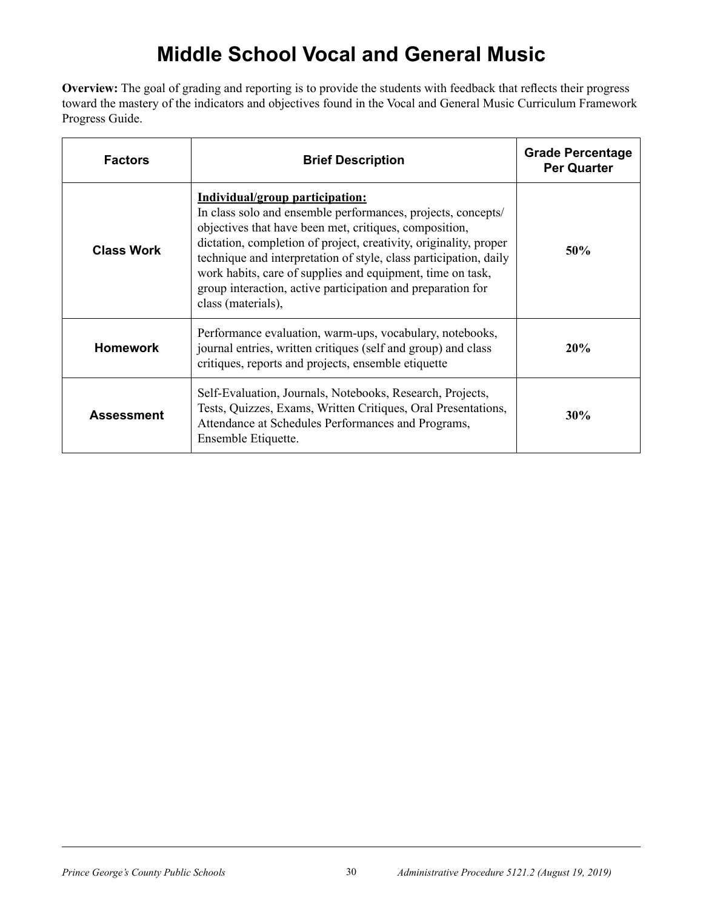# Middle School Vocal and General Music

**Overview:** The goal of grading and reporting is to provide the students with feedback that reflects their progress toward the mastery of the indicators and objectives found in the Vocal and General Music Curriculum Framework Progress Guide.

| Factors | Brief Description | Grade Percentage Per Quarter |
| --- | --- | --- |
| **Class Work** | **<u>Individual/group participation:</u>** In class solo and ensemble performances, projects, concepts/ objectives that have been met, critiques, composition, dictation, completion of project, creativity, originality, proper technique and interpretation of style, class participation, daily work habits, care of supplies and equipment, time on task, group interaction, active participation and preparation for class (materials), | **50%** |
| **Homework** | Performance evaluation, warm-ups, vocabulary, notebooks, journal entries, written critiques (self and group) and class critiques, reports and projects, ensemble etiquette | **20%** |
| **Assessment** | Self-Evaluation, Journals, Notebooks, Research, Projects, Tests, Quizzes, Exams, Written Critiques, Oral Presentations, Attendance at Schedules Performances and Programs, Ensemble Etiquette. | **30%** |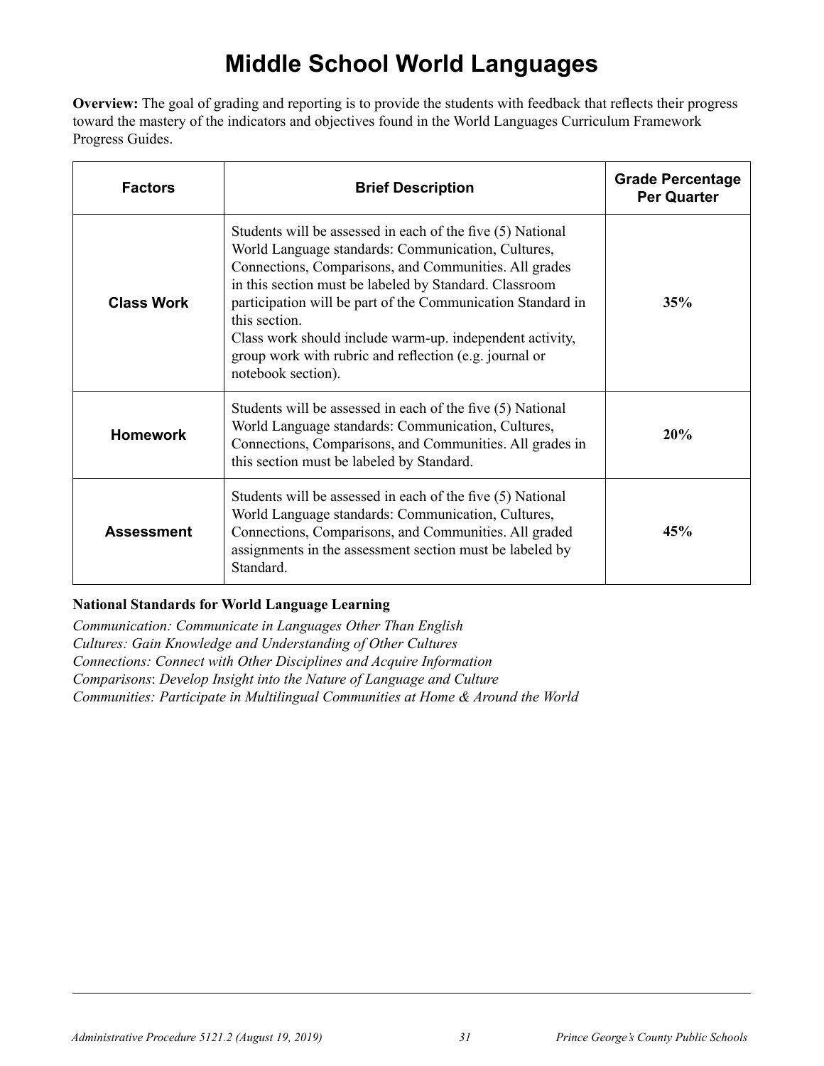# Middle School World Languages

**Overview:** The goal of grading and reporting is to provide the students with feedback that reflects their progress toward the mastery of the indicators and objectives found in the World Languages Curriculum Framework Progress Guides.

| Factors | Brief Description | Grade Percentage Per Quarter |
|---|---|---|
| **Class Work** | Students will be assessed in each of the five (5) National World Language standards: Communication, Cultures, Connections, Comparisons, and Communities. All grades in this section must be labeled by Standard. Classroom participation will be part of the Communication Standard in this section.<br>Class work should include warm-up. independent activity, group work with rubric and reflection (e.g. journal or notebook section). | **35%** |
| **Homework** | Students will be assessed in each of the five (5) National World Language standards: Communication, Cultures, Connections, Comparisons, and Communities. All grades in this section must be labeled by Standard. | **20%** |
| **Assessment** | Students will be assessed in each of the five (5) National World Language standards: Communication, Cultures, Connections, Comparisons, and Communities. All graded assignments in the assessment section must be labeled by Standard. | **45%** |

**National Standards for World Language Learning**

*Communication: Communicate in Languages Other Than English*
*Cultures: Gain Knowledge and Understanding of Other Cultures*
*Connections: Connect with Other Disciplines and Acquire Information*
*Comparisons: Develop Insight into the Nature of Language and Culture*
*Communities: Participate in Multilingual Communities at Home & Around the World*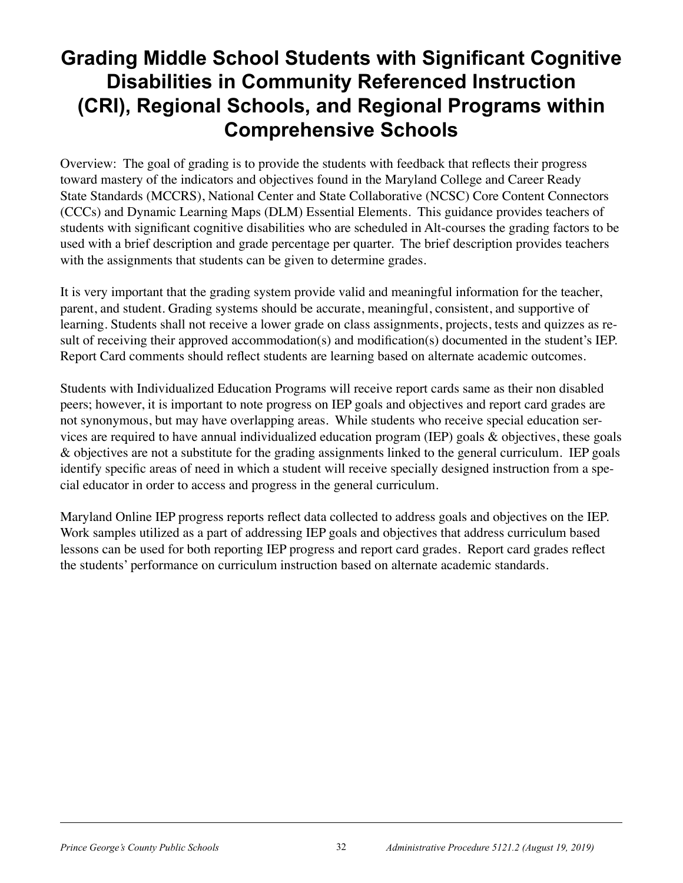# Grading Middle School Students with Significant Cognitive Disabilities in Community Referenced Instruction (CRI), Regional Schools, and Regional Programs within Comprehensive Schools

Overview: The goal of grading is to provide the students with feedback that reflects their progress toward mastery of the indicators and objectives found in the Maryland College and Career Ready State Standards (MCCRS), National Center and State Collaborative (NCSC) Core Content Connectors (CCCs) and Dynamic Learning Maps (DLM) Essential Elements. This guidance provides teachers of students with significant cognitive disabilities who are scheduled in Alt-courses the grading factors to be used with a brief description and grade percentage per quarter. The brief description provides teachers with the assignments that students can be given to determine grades.

It is very important that the grading system provide valid and meaningful information for the teacher, parent, and student. Grading systems should be accurate, meaningful, consistent, and supportive of learning. Students shall not receive a lower grade on class assignments, projects, tests and quizzes as result of receiving their approved accommodation(s) and modification(s) documented in the student's IEP. Report Card comments should reflect students are learning based on alternate academic outcomes.

Students with Individualized Education Programs will receive report cards same as their non disabled peers; however, it is important to note progress on IEP goals and objectives and report card grades are not synonymous, but may have overlapping areas. While students who receive special education services are required to have annual individualized education program (IEP) goals & objectives, these goals & objectives are not a substitute for the grading assignments linked to the general curriculum. IEP goals identify specific areas of need in which a student will receive specially designed instruction from a special educator in order to access and progress in the general curriculum.

Maryland Online IEP progress reports reflect data collected to address goals and objectives on the IEP. Work samples utilized as a part of addressing IEP goals and objectives that address curriculum based lessons can be used for both reporting IEP progress and report card grades. Report card grades reflect the students' performance on curriculum instruction based on alternate academic standards.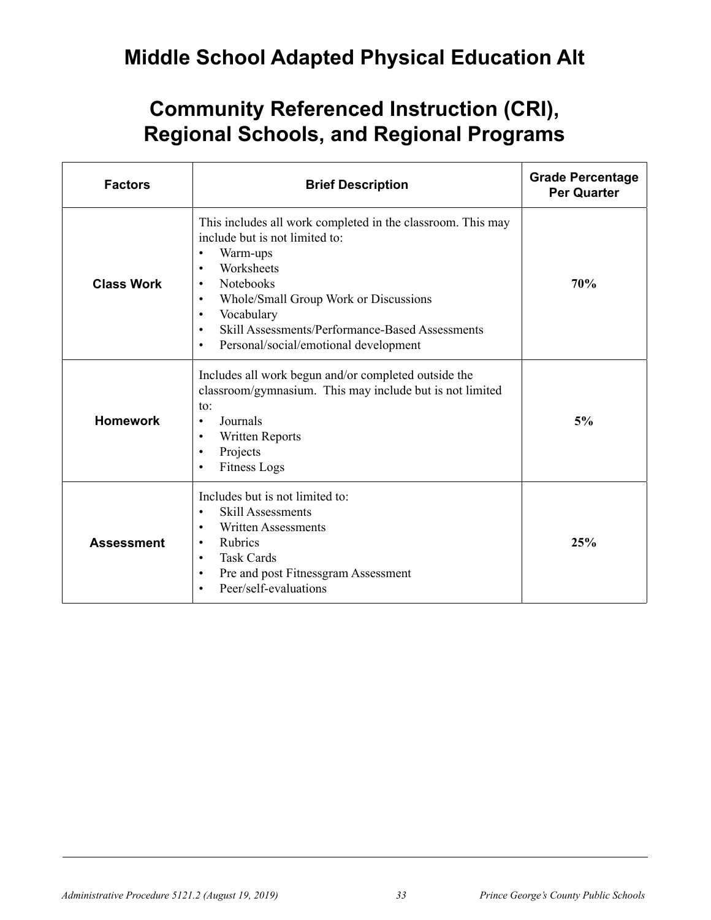# Middle School Adapted Physical Education Alt

# Community Referenced Instruction (CRI), Regional Schools, and Regional Programs

| Factors | Brief Description | Grade Percentage Per Quarter |
|---|---|---|
| **Class Work** | This includes all work completed in the classroom. This may include but is not limited to:<br>• Warm-ups<br>• Worksheets<br>• Notebooks<br>• Whole/Small Group Work or Discussions<br>• Vocabulary<br>• Skill Assessments/Performance-Based Assessments<br>• Personal/social/emotional development | **70%** |
| **Homework** | Includes all work begun and/or completed outside the classroom/gymnasium. This may include but is not limited to:<br>• Journals<br>• Written Reports<br>• Projects<br>• Fitness Logs | **5%** |
| **Assessment** | Includes but is not limited to:<br>• Skill Assessments<br>• Written Assessments<br>• Rubrics<br>• Task Cards<br>• Pre and post Fitnessgram Assessment<br>• Peer/self-evaluations | **25%** |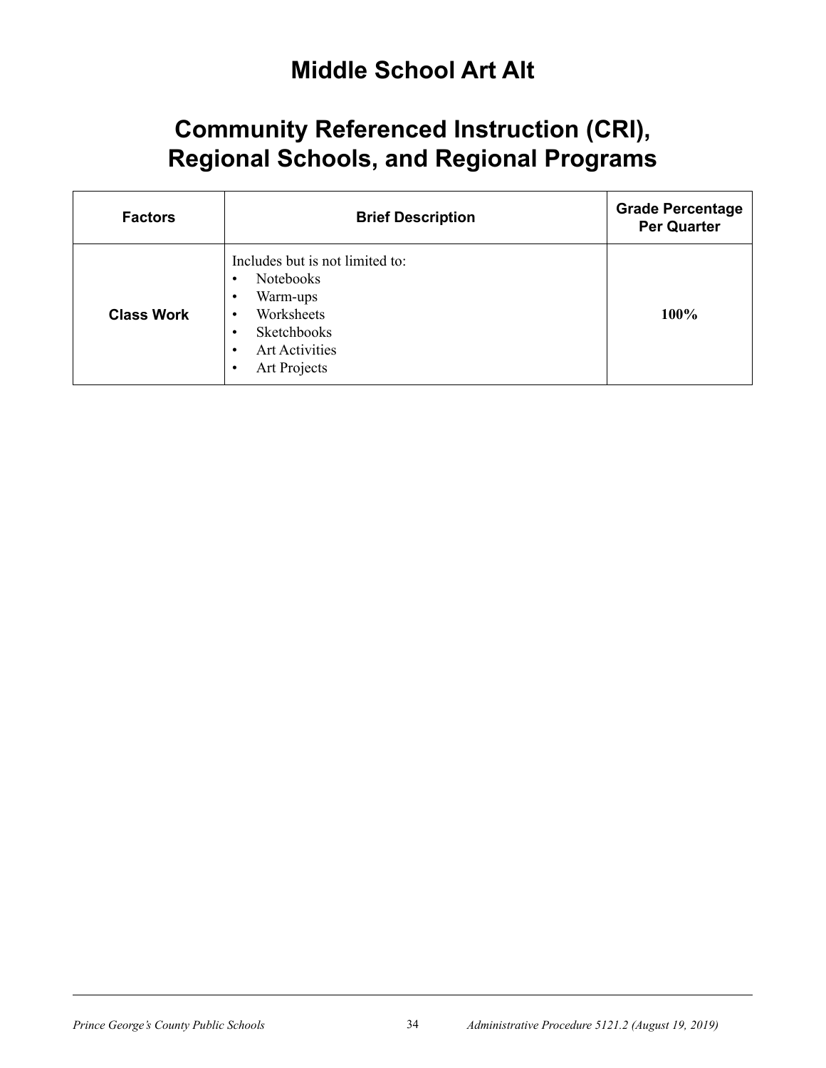# Middle School Art Alt

# Community Referenced Instruction (CRI), Regional Schools, and Regional Programs

| Factors | Brief Description | Grade Percentage Per Quarter |
|---|---|---|
| **Class Work** | Includes but is not limited to:<br>• Notebooks<br>• Warm-ups<br>• Worksheets<br>• Sketchbooks<br>• Art Activities<br>• Art Projects | **100%** |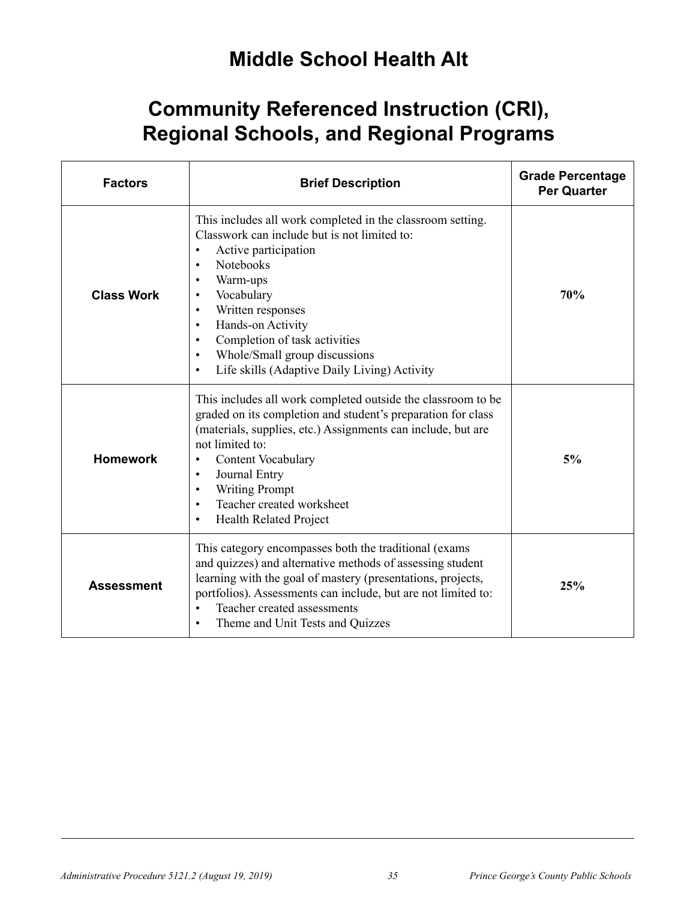# Middle School Health Alt

# Community Referenced Instruction (CRI), Regional Schools, and Regional Programs

| Factors | Brief Description | Grade Percentage Per Quarter |
|---|---|---|
| **Class Work** | This includes all work completed in the classroom setting. Classwork can include but is not limited to:<br>• Active participation<br>• Notebooks<br>• Warm-ups<br>• Vocabulary<br>• Written responses<br>• Hands-on Activity<br>• Completion of task activities<br>• Whole/Small group discussions<br>• Life skills (Adaptive Daily Living) Activity | **70%** |
| **Homework** | This includes all work completed outside the classroom to be graded on its completion and student's preparation for class (materials, supplies, etc.) Assignments can include, but are not limited to:<br>• Content Vocabulary<br>• Journal Entry<br>• Writing Prompt<br>• Teacher created worksheet<br>• Health Related Project | **5%** |
| **Assessment** | This category encompasses both the traditional (exams and quizzes) and alternative methods of assessing student learning with the goal of mastery (presentations, projects, portfolios). Assessments can include, but are not limited to:<br>• Teacher created assessments<br>• Theme and Unit Tests and Quizzes | **25%** |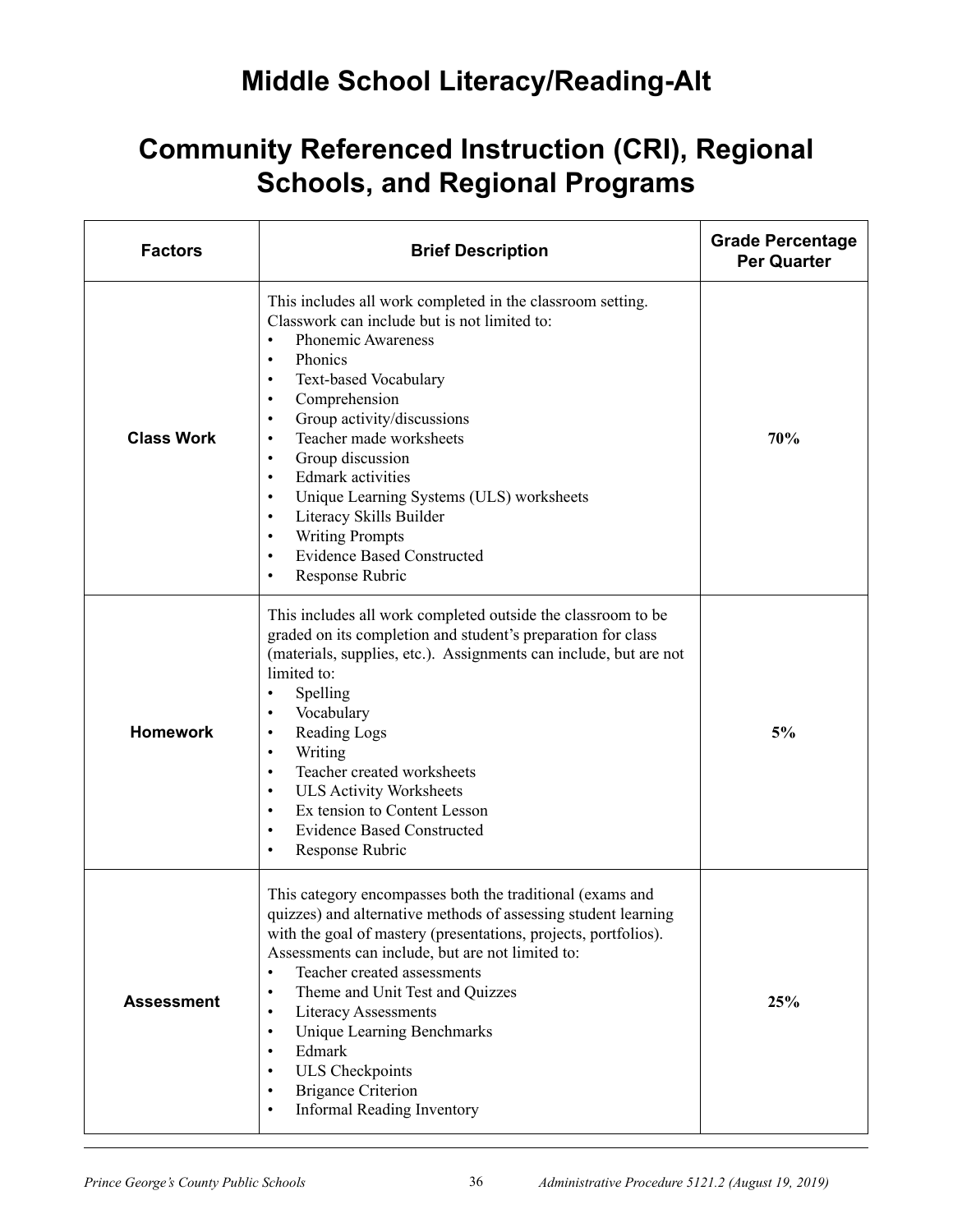# Middle School Literacy/Reading-Alt

# Community Referenced Instruction (CRI), Regional Schools, and Regional Programs

| Factors | Brief Description | Grade Percentage Per Quarter |
|---|---|---|
| **Class Work** | This includes all work completed in the classroom setting. Classwork can include but is not limited to:<br>• Phonemic Awareness<br>• Phonics<br>• Text-based Vocabulary<br>• Comprehension<br>• Group activity/discussions<br>• Teacher made worksheets<br>• Group discussion<br>• Edmark activities<br>• Unique Learning Systems (ULS) worksheets<br>• Literacy Skills Builder<br>• Writing Prompts<br>• Evidence Based Constructed<br>• Response Rubric | **70%** |
| **Homework** | This includes all work completed outside the classroom to be graded on its completion and student's preparation for class (materials, supplies, etc.). Assignments can include, but are not limited to:<br>• Spelling<br>• Vocabulary<br>• Reading Logs<br>• Writing<br>• Teacher created worksheets<br>• ULS Activity Worksheets<br>• Ex tension to Content Lesson<br>• Evidence Based Constructed<br>• Response Rubric | **5%** |
| **Assessment** | This category encompasses both the traditional (exams and quizzes) and alternative methods of assessing student learning with the goal of mastery (presentations, projects, portfolios). Assessments can include, but are not limited to:<br>• Teacher created assessments<br>• Theme and Unit Test and Quizzes<br>• Literacy Assessments<br>• Unique Learning Benchmarks<br>• Edmark<br>• ULS Checkpoints<br>• Brigance Criterion<br>• Informal Reading Inventory | **25%** |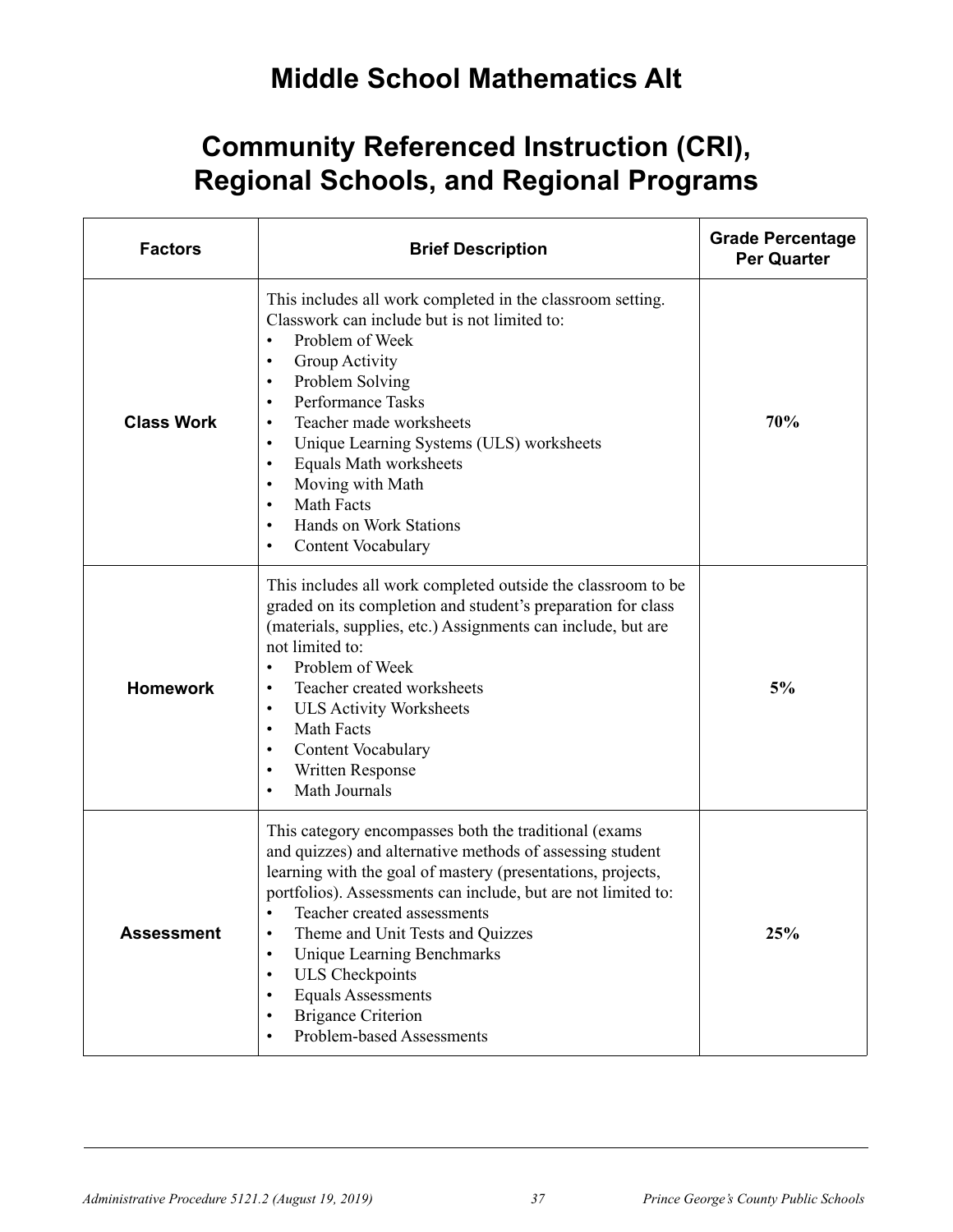# Middle School Mathematics Alt

# Community Referenced Instruction (CRI), Regional Schools, and Regional Programs

| Factors | Brief Description | Grade Percentage Per Quarter |
|---|---|---|
| **Class Work** | This includes all work completed in the classroom setting. Classwork can include but is not limited to:<br>• Problem of Week<br>• Group Activity<br>• Problem Solving<br>• Performance Tasks<br>• Teacher made worksheets<br>• Unique Learning Systems (ULS) worksheets<br>• Equals Math worksheets<br>• Moving with Math<br>• Math Facts<br>• Hands on Work Stations<br>• Content Vocabulary | **70%** |
| **Homework** | This includes all work completed outside the classroom to be graded on its completion and student's preparation for class (materials, supplies, etc.) Assignments can include, but are not limited to:<br>• Problem of Week<br>• Teacher created worksheets<br>• ULS Activity Worksheets<br>• Math Facts<br>• Content Vocabulary<br>• Written Response<br>• Math Journals | **5%** |
| **Assessment** | This category encompasses both the traditional (exams and quizzes) and alternative methods of assessing student learning with the goal of mastery (presentations, projects, portfolios). Assessments can include, but are not limited to:<br>• Teacher created assessments<br>• Theme and Unit Tests and Quizzes<br>• Unique Learning Benchmarks<br>• ULS Checkpoints<br>• Equals Assessments<br>• Brigance Criterion<br>• Problem-based Assessments | **25%** |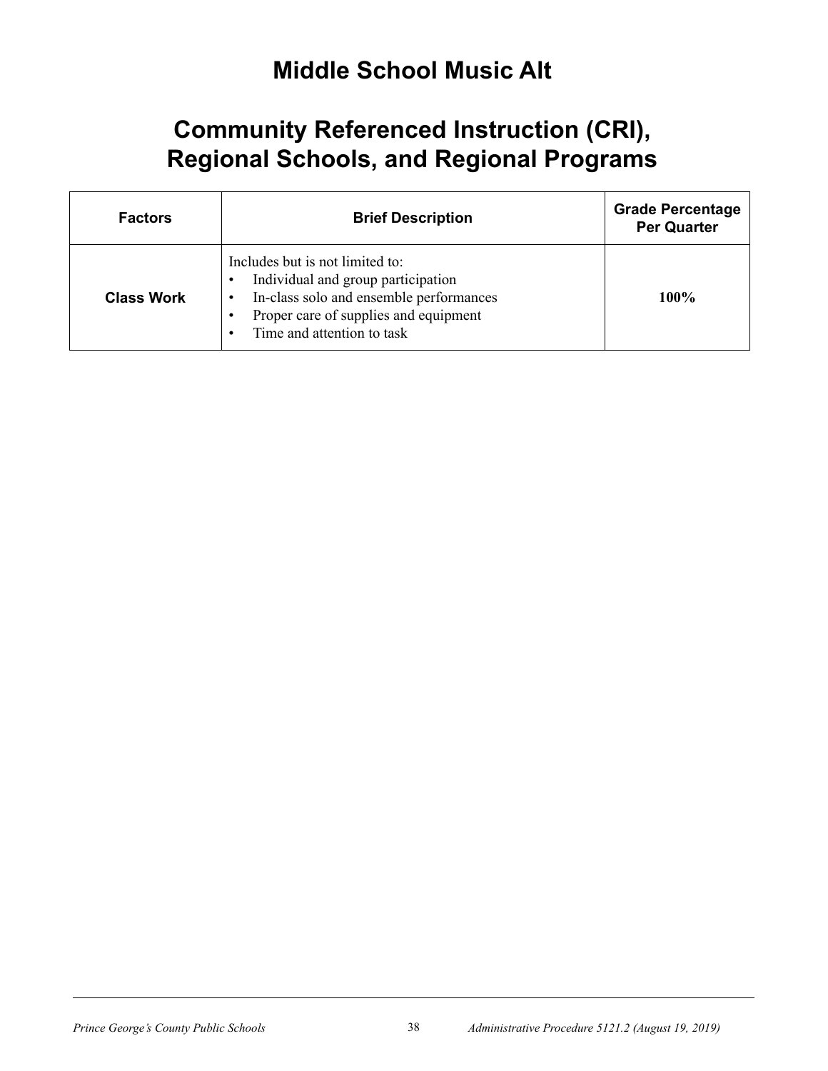# Middle School Music Alt

# Community Referenced Instruction (CRI), Regional Schools, and Regional Programs

| Factors | Brief Description | Grade Percentage Per Quarter |
|---|---|---|
| **Class Work** | Includes but is not limited to:<br>• Individual and group participation<br>• In-class solo and ensemble performances<br>• Proper care of supplies and equipment<br>• Time and attention to task | **100%** |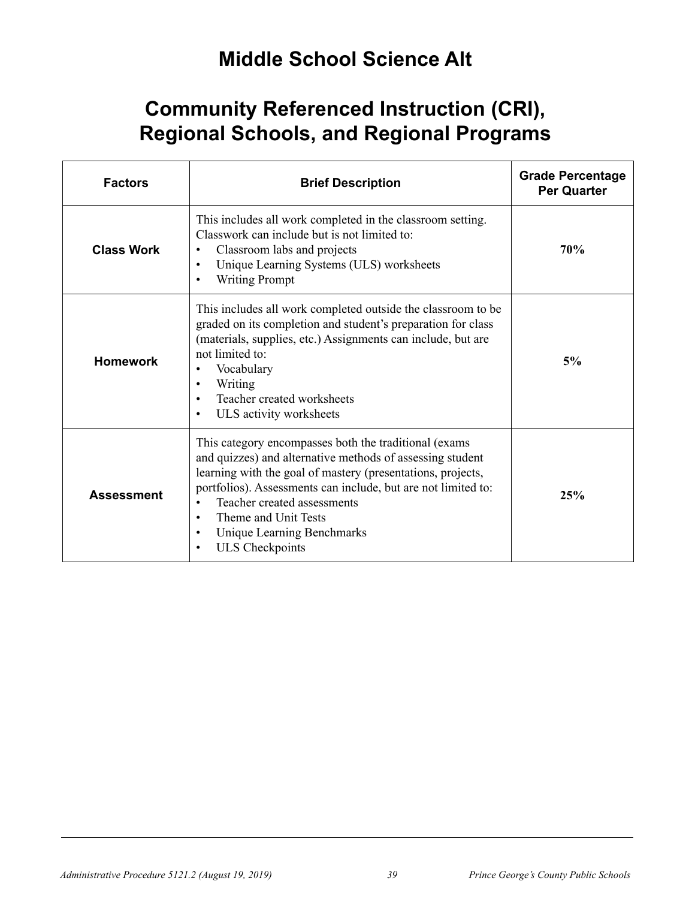# Middle School Science Alt

# Community Referenced Instruction (CRI), Regional Schools, and Regional Programs

| Factors | Brief Description | Grade Percentage Per Quarter |
|---|---|---|
| **Class Work** | This includes all work completed in the classroom setting. Classwork can include but is not limited to:<br>• Classroom labs and projects<br>• Unique Learning Systems (ULS) worksheets<br>• Writing Prompt | **70%** |
| **Homework** | This includes all work completed outside the classroom to be graded on its completion and student's preparation for class (materials, supplies, etc.) Assignments can include, but are not limited to:<br>• Vocabulary<br>• Writing<br>• Teacher created worksheets<br>• ULS activity worksheets | **5%** |
| **Assessment** | This category encompasses both the traditional (exams and quizzes) and alternative methods of assessing student learning with the goal of mastery (presentations, projects, portfolios). Assessments can include, but are not limited to:<br>• Teacher created assessments<br>• Theme and Unit Tests<br>• Unique Learning Benchmarks<br>• ULS Checkpoints | **25%** |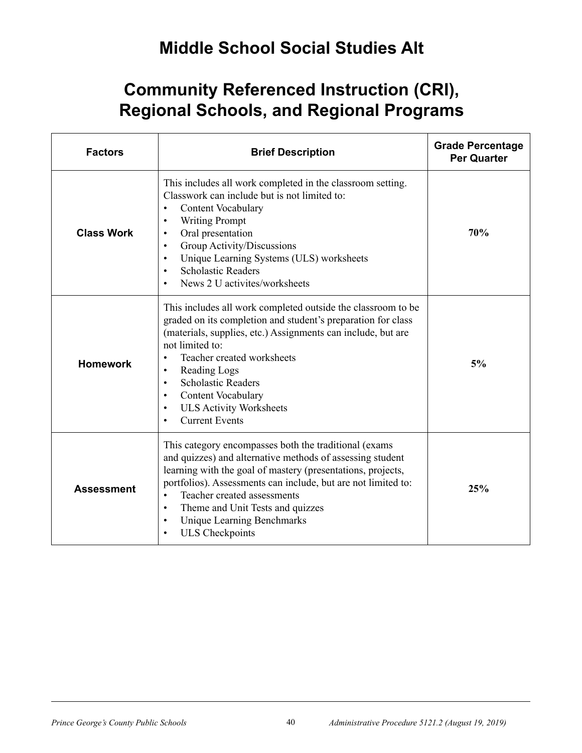# Middle School Social Studies Alt

# Community Referenced Instruction (CRI), Regional Schools, and Regional Programs

| Factors | Brief Description | Grade Percentage Per Quarter |
|---|---|---|
| **Class Work** | This includes all work completed in the classroom setting. Classwork can include but is not limited to:<br>• Content Vocabulary<br>• Writing Prompt<br>• Oral presentation<br>• Group Activity/Discussions<br>• Unique Learning Systems (ULS) worksheets<br>• Scholastic Readers<br>• News 2 U activites/worksheets | **70%** |
| **Homework** | This includes all work completed outside the classroom to be graded on its completion and student's preparation for class (materials, supplies, etc.) Assignments can include, but are not limited to:<br>• Teacher created worksheets<br>• Reading Logs<br>• Scholastic Readers<br>• Content Vocabulary<br>• ULS Activity Worksheets<br>• Current Events | **5%** |
| **Assessment** | This category encompasses both the traditional (exams and quizzes) and alternative methods of assessing student learning with the goal of mastery (presentations, projects, portfolios). Assessments can include, but are not limited to:<br>• Teacher created assessments<br>• Theme and Unit Tests and quizzes<br>• Unique Learning Benchmarks<br>• ULS Checkpoints | **25%** |